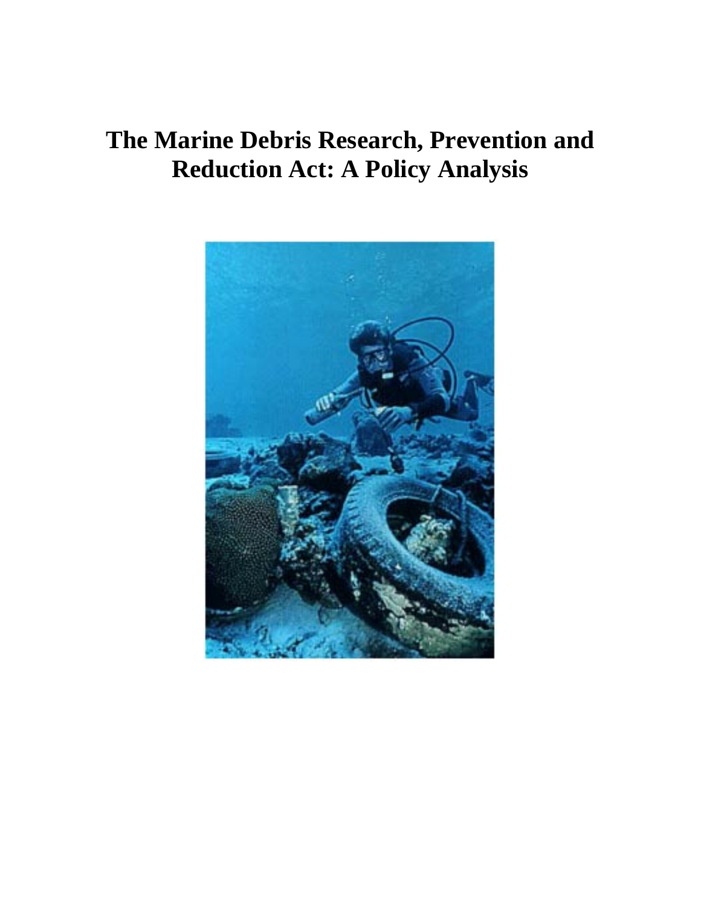# The Marine Debris Research, Prevention and Reduction Act: A Policy Analysis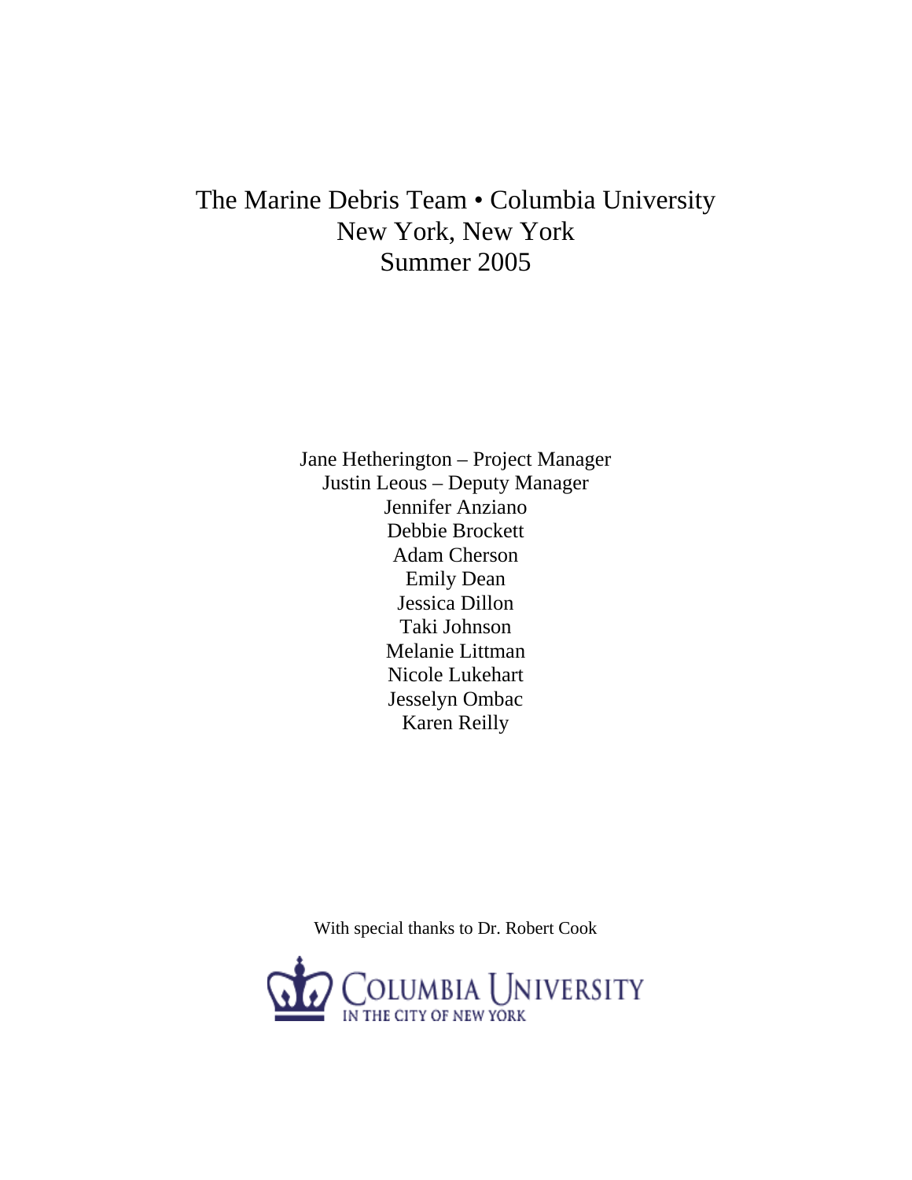The Marine Debris Team • Columbia University
New York, New York
Summer 2005

Jane Hetherington – Project Manager
Justin Leous – Deputy Manager
Jennifer Anziano
Debbie Brockett
Adam Cherson
Emily Dean
Jessica Dillon
Taki Johnson
Melanie Littman
Nicole Lukehart
Jesselyn Ombac
Karen Reilly

With special thanks to Dr. Robert Cook

COLUMBIA UNIVERSITY
IN THE CITY OF NEW YORK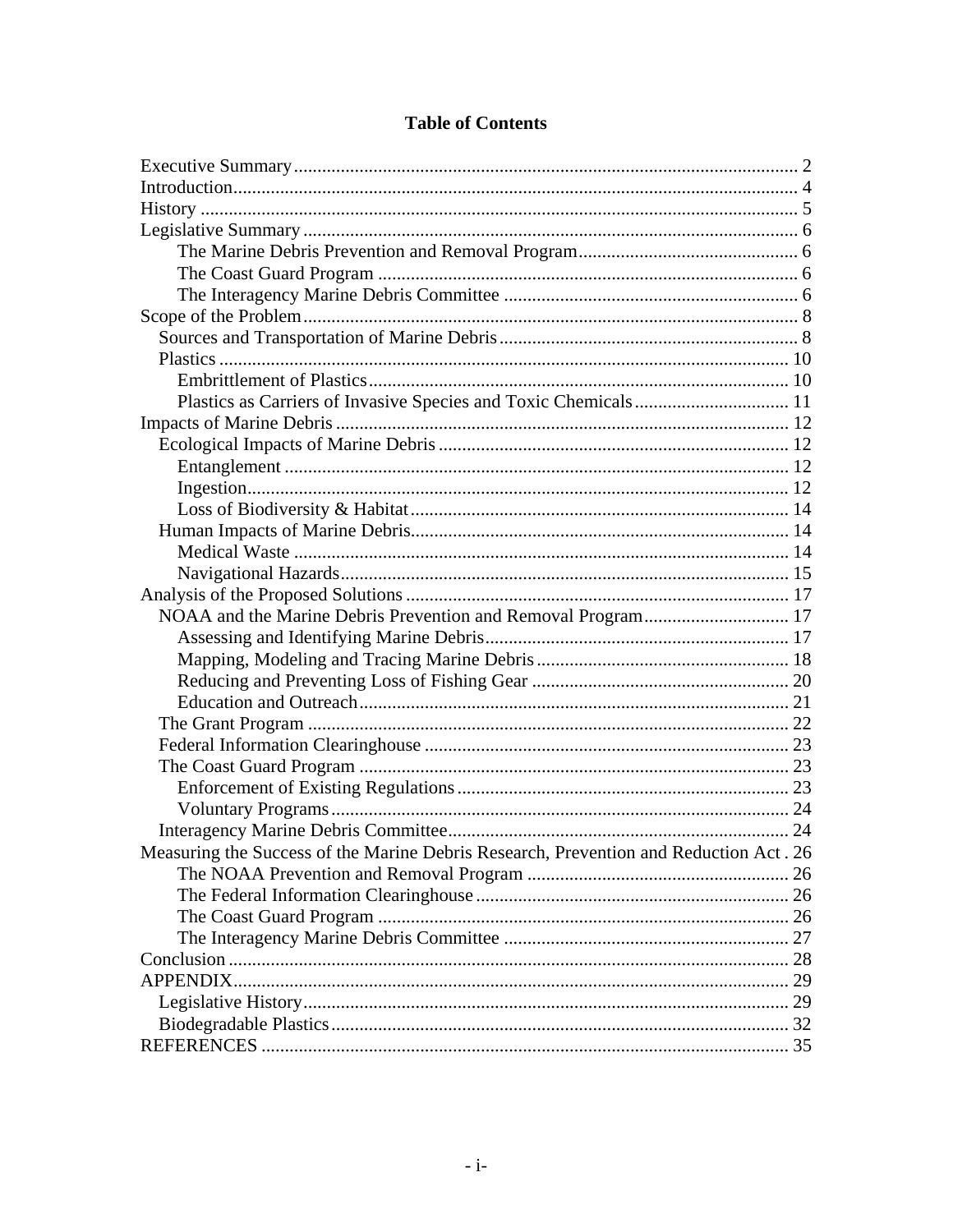# Table of Contents

- Executive Summary ........ 2
- Introduction ........ 4
- History ........ 5
- Legislative Summary ........ 6
    - The Marine Debris Prevention and Removal Program ........ 6
    - The Coast Guard Program ........ 6
    - The Interagency Marine Debris Committee ........ 6
- Scope of the Problem ........ 8
  - Sources and Transportation of Marine Debris ........ 8
  - Plastics ........ 10
    - Embrittlement of Plastics ........ 10
    - Plastics as Carriers of Invasive Species and Toxic Chemicals ........ 11
- Impacts of Marine Debris ........ 12
  - Ecological Impacts of Marine Debris ........ 12
    - Entanglement ........ 12
    - Ingestion ........ 12
    - Loss of Biodiversity & Habitat ........ 14
  - Human Impacts of Marine Debris ........ 14
    - Medical Waste ........ 14
    - Navigational Hazards ........ 15
- Analysis of the Proposed Solutions ........ 17
  - NOAA and the Marine Debris Prevention and Removal Program ........ 17
    - Assessing and Identifying Marine Debris ........ 17
    - Mapping, Modeling and Tracing Marine Debris ........ 18
    - Reducing and Preventing Loss of Fishing Gear ........ 20
    - Education and Outreach ........ 21
  - The Grant Program ........ 22
  - Federal Information Clearinghouse ........ 23
  - The Coast Guard Program ........ 23
    - Enforcement of Existing Regulations ........ 23
    - Voluntary Programs ........ 24
  - Interagency Marine Debris Committee ........ 24
- Measuring the Success of the Marine Debris Research, Prevention and Reduction Act . 26
    - The NOAA Prevention and Removal Program ........ 26
    - The Federal Information Clearinghouse ........ 26
    - The Coast Guard Program ........ 26
    - The Interagency Marine Debris Committee ........ 27
- Conclusion ........ 28
- APPENDIX ........ 29
  - Legislative History ........ 29
  - Biodegradable Plastics ........ 32
- REFERENCES ........ 35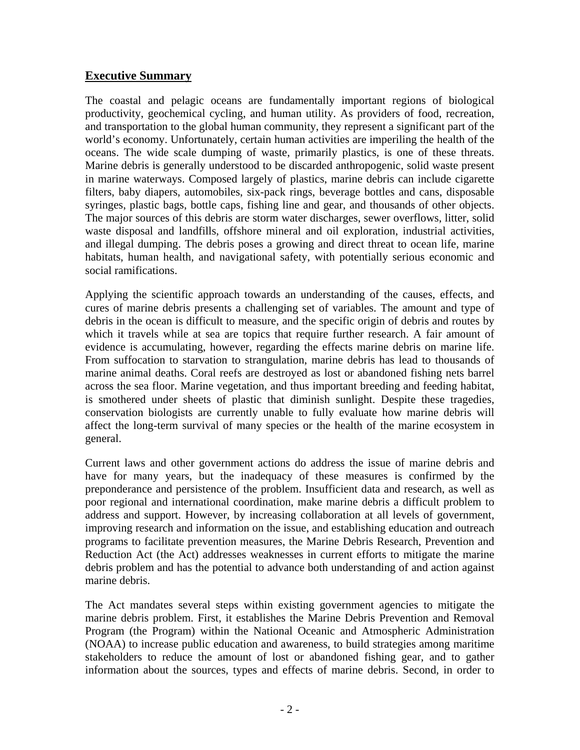## Executive Summary

The coastal and pelagic oceans are fundamentally important regions of biological productivity, geochemical cycling, and human utility. As providers of food, recreation, and transportation to the global human community, they represent a significant part of the world's economy. Unfortunately, certain human activities are imperiling the health of the oceans. The wide scale dumping of waste, primarily plastics, is one of these threats. Marine debris is generally understood to be discarded anthropogenic, solid waste present in marine waterways. Composed largely of plastics, marine debris can include cigarette filters, baby diapers, automobiles, six-pack rings, beverage bottles and cans, disposable syringes, plastic bags, bottle caps, fishing line and gear, and thousands of other objects. The major sources of this debris are storm water discharges, sewer overflows, litter, solid waste disposal and landfills, offshore mineral and oil exploration, industrial activities, and illegal dumping. The debris poses a growing and direct threat to ocean life, marine habitats, human health, and navigational safety, with potentially serious economic and social ramifications.

Applying the scientific approach towards an understanding of the causes, effects, and cures of marine debris presents a challenging set of variables. The amount and type of debris in the ocean is difficult to measure, and the specific origin of debris and routes by which it travels while at sea are topics that require further research. A fair amount of evidence is accumulating, however, regarding the effects marine debris on marine life. From suffocation to starvation to strangulation, marine debris has lead to thousands of marine animal deaths. Coral reefs are destroyed as lost or abandoned fishing nets barrel across the sea floor. Marine vegetation, and thus important breeding and feeding habitat, is smothered under sheets of plastic that diminish sunlight. Despite these tragedies, conservation biologists are currently unable to fully evaluate how marine debris will affect the long-term survival of many species or the health of the marine ecosystem in general.

Current laws and other government actions do address the issue of marine debris and have for many years, but the inadequacy of these measures is confirmed by the preponderance and persistence of the problem. Insufficient data and research, as well as poor regional and international coordination, make marine debris a difficult problem to address and support. However, by increasing collaboration at all levels of government, improving research and information on the issue, and establishing education and outreach programs to facilitate prevention measures, the Marine Debris Research, Prevention and Reduction Act (the Act) addresses weaknesses in current efforts to mitigate the marine debris problem and has the potential to advance both understanding of and action against marine debris.

The Act mandates several steps within existing government agencies to mitigate the marine debris problem. First, it establishes the Marine Debris Prevention and Removal Program (the Program) within the National Oceanic and Atmospheric Administration (NOAA) to increase public education and awareness, to build strategies among maritime stakeholders to reduce the amount of lost or abandoned fishing gear, and to gather information about the sources, types and effects of marine debris. Second, in order to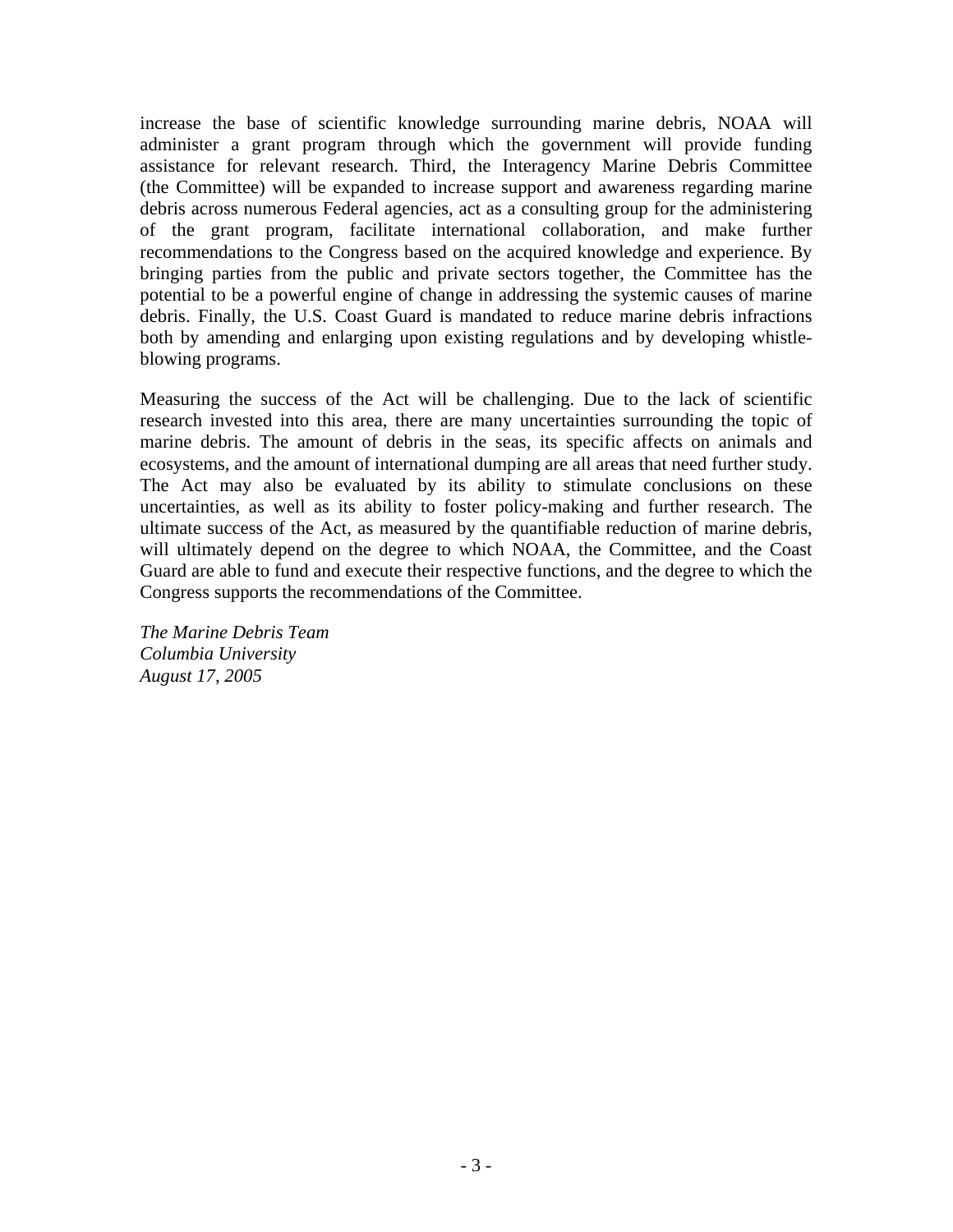increase the base of scientific knowledge surrounding marine debris, NOAA will administer a grant program through which the government will provide funding assistance for relevant research. Third, the Interagency Marine Debris Committee (the Committee) will be expanded to increase support and awareness regarding marine debris across numerous Federal agencies, act as a consulting group for the administering of the grant program, facilitate international collaboration, and make further recommendations to the Congress based on the acquired knowledge and experience. By bringing parties from the public and private sectors together, the Committee has the potential to be a powerful engine of change in addressing the systemic causes of marine debris. Finally, the U.S. Coast Guard is mandated to reduce marine debris infractions both by amending and enlarging upon existing regulations and by developing whistle-blowing programs.

Measuring the success of the Act will be challenging. Due to the lack of scientific research invested into this area, there are many uncertainties surrounding the topic of marine debris. The amount of debris in the seas, its specific affects on animals and ecosystems, and the amount of international dumping are all areas that need further study. The Act may also be evaluated by its ability to stimulate conclusions on these uncertainties, as well as its ability to foster policy-making and further research. The ultimate success of the Act, as measured by the quantifiable reduction of marine debris, will ultimately depend on the degree to which NOAA, the Committee, and the Coast Guard are able to fund and execute their respective functions, and the degree to which the Congress supports the recommendations of the Committee.

*The Marine Debris Team*
*Columbia University*
*August 17, 2005*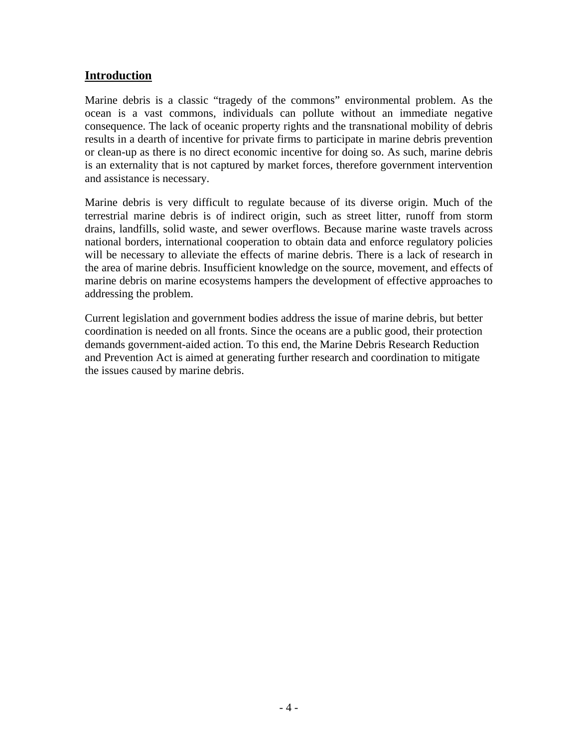## Introduction

Marine debris is a classic "tragedy of the commons" environmental problem. As the ocean is a vast commons, individuals can pollute without an immediate negative consequence. The lack of oceanic property rights and the transnational mobility of debris results in a dearth of incentive for private firms to participate in marine debris prevention or clean-up as there is no direct economic incentive for doing so. As such, marine debris is an externality that is not captured by market forces, therefore government intervention and assistance is necessary.

Marine debris is very difficult to regulate because of its diverse origin. Much of the terrestrial marine debris is of indirect origin, such as street litter, runoff from storm drains, landfills, solid waste, and sewer overflows. Because marine waste travels across national borders, international cooperation to obtain data and enforce regulatory policies will be necessary to alleviate the effects of marine debris. There is a lack of research in the area of marine debris. Insufficient knowledge on the source, movement, and effects of marine debris on marine ecosystems hampers the development of effective approaches to addressing the problem.

Current legislation and government bodies address the issue of marine debris, but better coordination is needed on all fronts. Since the oceans are a public good, their protection demands government-aided action. To this end, the Marine Debris Research Reduction and Prevention Act is aimed at generating further research and coordination to mitigate the issues caused by marine debris.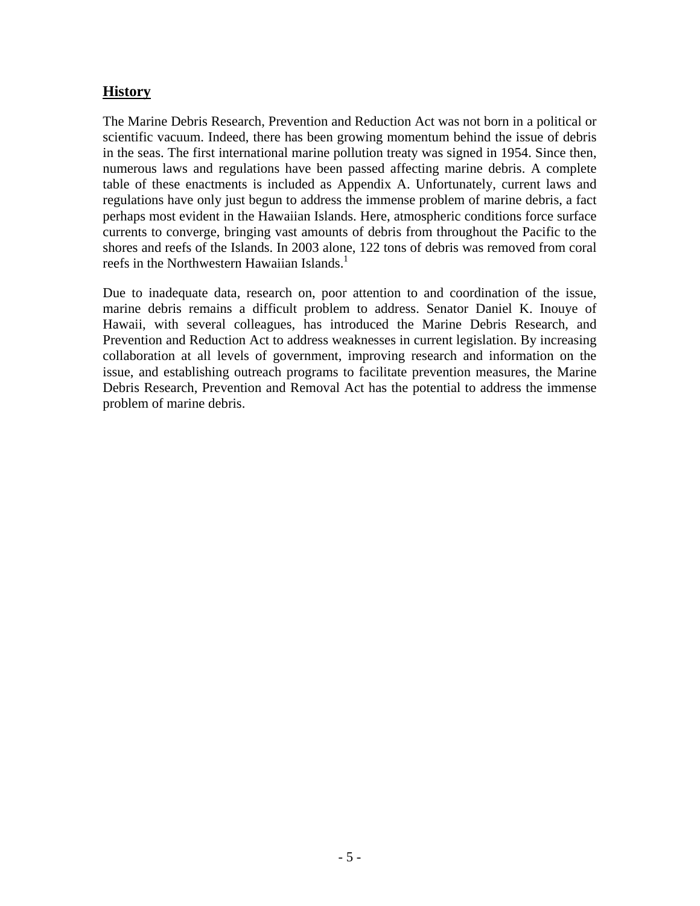## **History**

The Marine Debris Research, Prevention and Reduction Act was not born in a political or scientific vacuum. Indeed, there has been growing momentum behind the issue of debris in the seas. The first international marine pollution treaty was signed in 1954. Since then, numerous laws and regulations have been passed affecting marine debris. A complete table of these enactments is included as Appendix A. Unfortunately, current laws and regulations have only just begun to address the immense problem of marine debris, a fact perhaps most evident in the Hawaiian Islands. Here, atmospheric conditions force surface currents to converge, bringing vast amounts of debris from throughout the Pacific to the shores and reefs of the Islands. In 2003 alone, 122 tons of debris was removed from coral reefs in the Northwestern Hawaiian Islands.[1]

Due to inadequate data, research on, poor attention to and coordination of the issue, marine debris remains a difficult problem to address. Senator Daniel K. Inouye of Hawaii, with several colleagues, has introduced the Marine Debris Research, and Prevention and Reduction Act to address weaknesses in current legislation. By increasing collaboration at all levels of government, improving research and information on the issue, and establishing outreach programs to facilitate prevention measures, the Marine Debris Research, Prevention and Removal Act has the potential to address the immense problem of marine debris.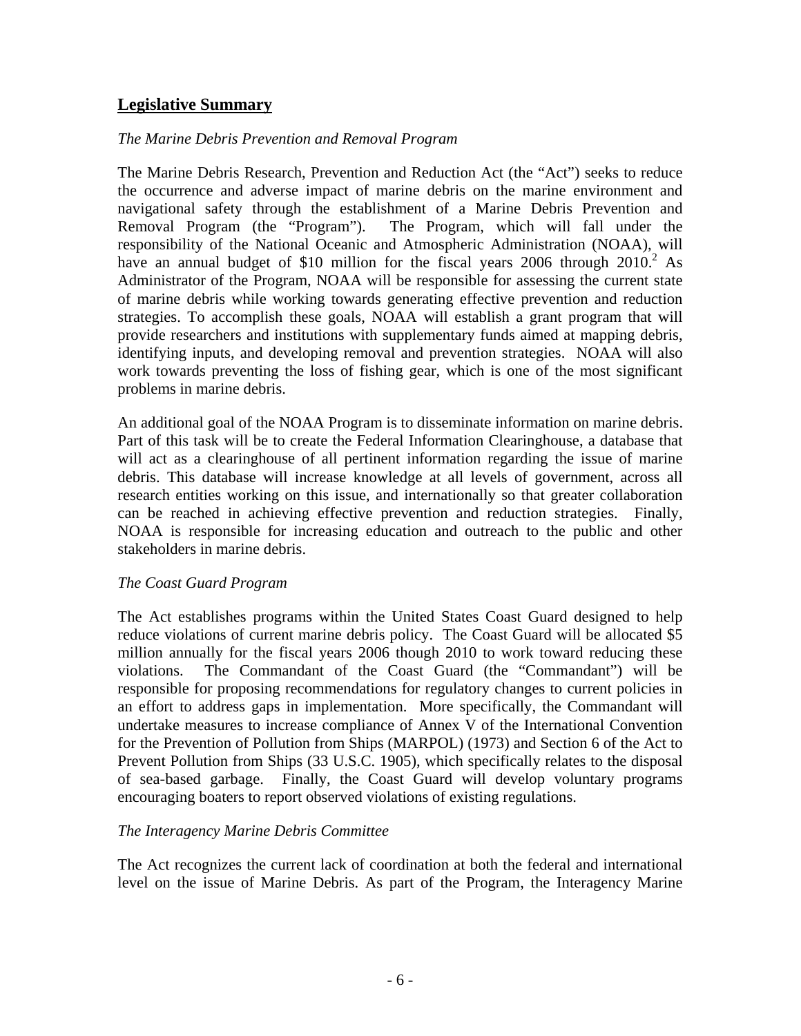## **Legislative Summary**

*The Marine Debris Prevention and Removal Program*

The Marine Debris Research, Prevention and Reduction Act (the "Act") seeks to reduce the occurrence and adverse impact of marine debris on the marine environment and navigational safety through the establishment of a Marine Debris Prevention and Removal Program (the "Program"). The Program, which will fall under the responsibility of the National Oceanic and Atmospheric Administration (NOAA), will have an annual budget of $10 million for the fiscal years 2006 through 2010.[2] As Administrator of the Program, NOAA will be responsible for assessing the current state of marine debris while working towards generating effective prevention and reduction strategies. To accomplish these goals, NOAA will establish a grant program that will provide researchers and institutions with supplementary funds aimed at mapping debris, identifying inputs, and developing removal and prevention strategies. NOAA will also work towards preventing the loss of fishing gear, which is one of the most significant problems in marine debris.

An additional goal of the NOAA Program is to disseminate information on marine debris. Part of this task will be to create the Federal Information Clearinghouse, a database that will act as a clearinghouse of all pertinent information regarding the issue of marine debris. This database will increase knowledge at all levels of government, across all research entities working on this issue, and internationally so that greater collaboration can be reached in achieving effective prevention and reduction strategies. Finally, NOAA is responsible for increasing education and outreach to the public and other stakeholders in marine debris.

*The Coast Guard Program*

The Act establishes programs within the United States Coast Guard designed to help reduce violations of current marine debris policy. The Coast Guard will be allocated $5 million annually for the fiscal years 2006 though 2010 to work toward reducing these violations. The Commandant of the Coast Guard (the "Commandant") will be responsible for proposing recommendations for regulatory changes to current policies in an effort to address gaps in implementation. More specifically, the Commandant will undertake measures to increase compliance of Annex V of the International Convention for the Prevention of Pollution from Ships (MARPOL) (1973) and Section 6 of the Act to Prevent Pollution from Ships (33 U.S.C. 1905), which specifically relates to the disposal of sea-based garbage. Finally, the Coast Guard will develop voluntary programs encouraging boaters to report observed violations of existing regulations.

*The Interagency Marine Debris Committee*

The Act recognizes the current lack of coordination at both the federal and international level on the issue of Marine Debris. As part of the Program, the Interagency Marine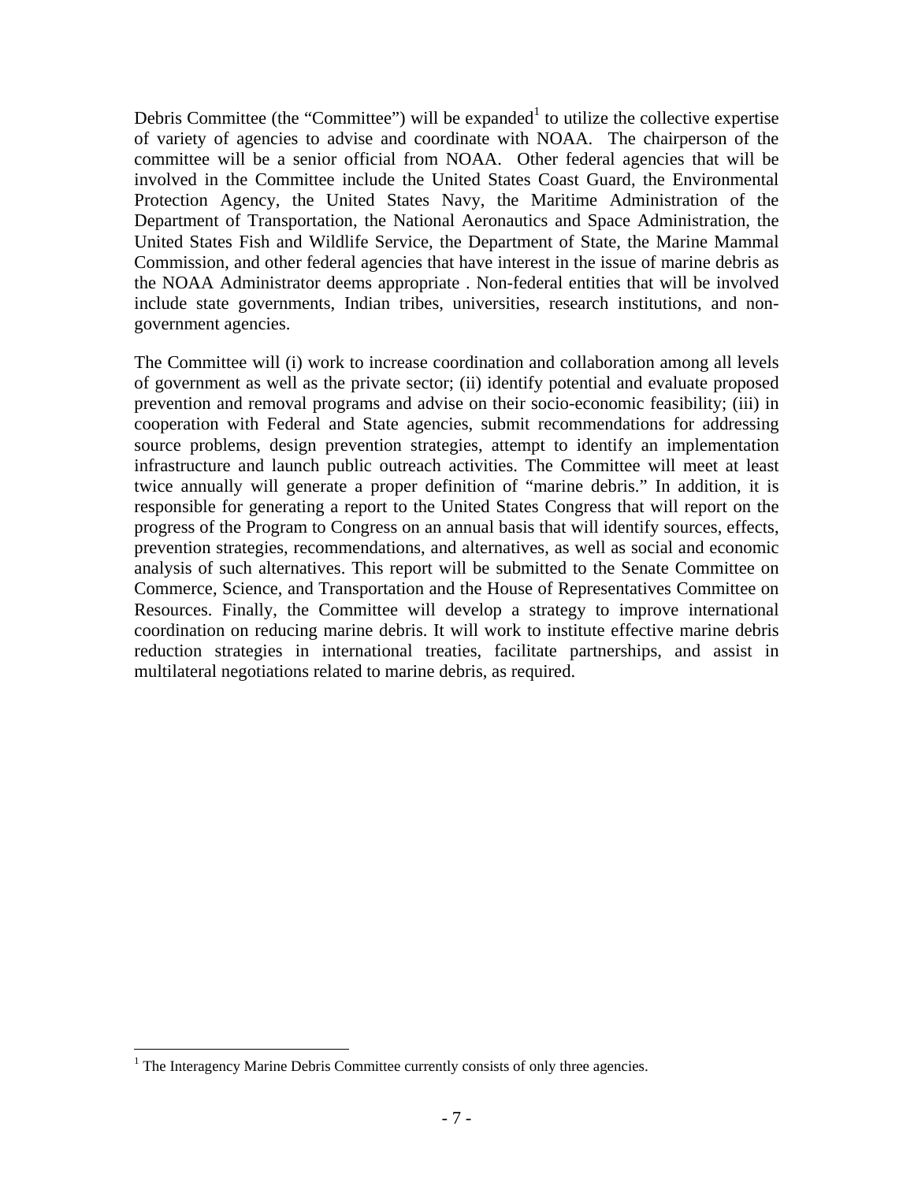Debris Committee (the "Committee") will be expanded[1] to utilize the collective expertise of variety of agencies to advise and coordinate with NOAA. The chairperson of the committee will be a senior official from NOAA. Other federal agencies that will be involved in the Committee include the United States Coast Guard, the Environmental Protection Agency, the United States Navy, the Maritime Administration of the Department of Transportation, the National Aeronautics and Space Administration, the United States Fish and Wildlife Service, the Department of State, the Marine Mammal Commission, and other federal agencies that have interest in the issue of marine debris as the NOAA Administrator deems appropriate . Non-federal entities that will be involved include state governments, Indian tribes, universities, research institutions, and non-government agencies.

The Committee will (i) work to increase coordination and collaboration among all levels of government as well as the private sector; (ii) identify potential and evaluate proposed prevention and removal programs and advise on their socio-economic feasibility; (iii) in cooperation with Federal and State agencies, submit recommendations for addressing source problems, design prevention strategies, attempt to identify an implementation infrastructure and launch public outreach activities. The Committee will meet at least twice annually will generate a proper definition of "marine debris." In addition, it is responsible for generating a report to the United States Congress that will report on the progress of the Program to Congress on an annual basis that will identify sources, effects, prevention strategies, recommendations, and alternatives, as well as social and economic analysis of such alternatives. This report will be submitted to the Senate Committee on Commerce, Science, and Transportation and the House of Representatives Committee on Resources. Finally, the Committee will develop a strategy to improve international coordination on reducing marine debris. It will work to institute effective marine debris reduction strategies in international treaties, facilitate partnerships, and assist in multilateral negotiations related to marine debris, as required.

[1] The Interagency Marine Debris Committee currently consists of only three agencies.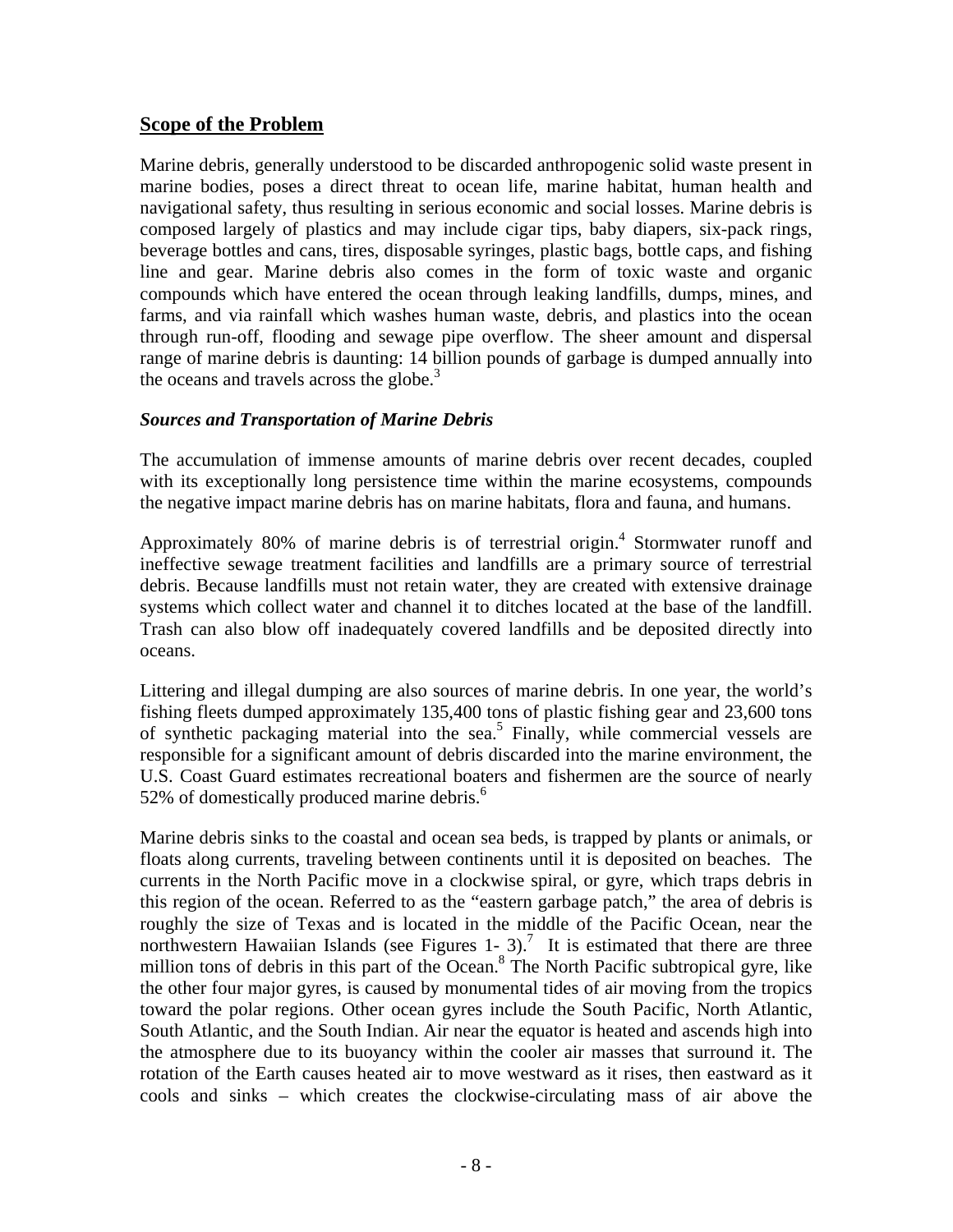## Scope of the Problem

Marine debris, generally understood to be discarded anthropogenic solid waste present in marine bodies, poses a direct threat to ocean life, marine habitat, human health and navigational safety, thus resulting in serious economic and social losses. Marine debris is composed largely of plastics and may include cigar tips, baby diapers, six-pack rings, beverage bottles and cans, tires, disposable syringes, plastic bags, bottle caps, and fishing line and gear. Marine debris also comes in the form of toxic waste and organic compounds which have entered the ocean through leaking landfills, dumps, mines, and farms, and via rainfall which washes human waste, debris, and plastics into the ocean through run-off, flooding and sewage pipe overflow. The sheer amount and dispersal range of marine debris is daunting: 14 billion pounds of garbage is dumped annually into the oceans and travels across the globe.[3]

### *Sources and Transportation of Marine Debris*

The accumulation of immense amounts of marine debris over recent decades, coupled with its exceptionally long persistence time within the marine ecosystems, compounds the negative impact marine debris has on marine habitats, flora and fauna, and humans.

Approximately 80% of marine debris is of terrestrial origin.[4] Stormwater runoff and ineffective sewage treatment facilities and landfills are a primary source of terrestrial debris. Because landfills must not retain water, they are created with extensive drainage systems which collect water and channel it to ditches located at the base of the landfill. Trash can also blow off inadequately covered landfills and be deposited directly into oceans.

Littering and illegal dumping are also sources of marine debris. In one year, the world's fishing fleets dumped approximately 135,400 tons of plastic fishing gear and 23,600 tons of synthetic packaging material into the sea.[5] Finally, while commercial vessels are responsible for a significant amount of debris discarded into the marine environment, the U.S. Coast Guard estimates recreational boaters and fishermen are the source of nearly 52% of domestically produced marine debris.[6]

Marine debris sinks to the coastal and ocean sea beds, is trapped by plants or animals, or floats along currents, traveling between continents until it is deposited on beaches. The currents in the North Pacific move in a clockwise spiral, or gyre, which traps debris in this region of the ocean. Referred to as the "eastern garbage patch," the area of debris is roughly the size of Texas and is located in the middle of the Pacific Ocean, near the northwestern Hawaiian Islands (see Figures 1- 3).[7] It is estimated that there are three million tons of debris in this part of the Ocean.[8] The North Pacific subtropical gyre, like the other four major gyres, is caused by monumental tides of air moving from the tropics toward the polar regions. Other ocean gyres include the South Pacific, North Atlantic, South Atlantic, and the South Indian. Air near the equator is heated and ascends high into the atmosphere due to its buoyancy within the cooler air masses that surround it. The rotation of the Earth causes heated air to move westward as it rises, then eastward as it cools and sinks – which creates the clockwise-circulating mass of air above the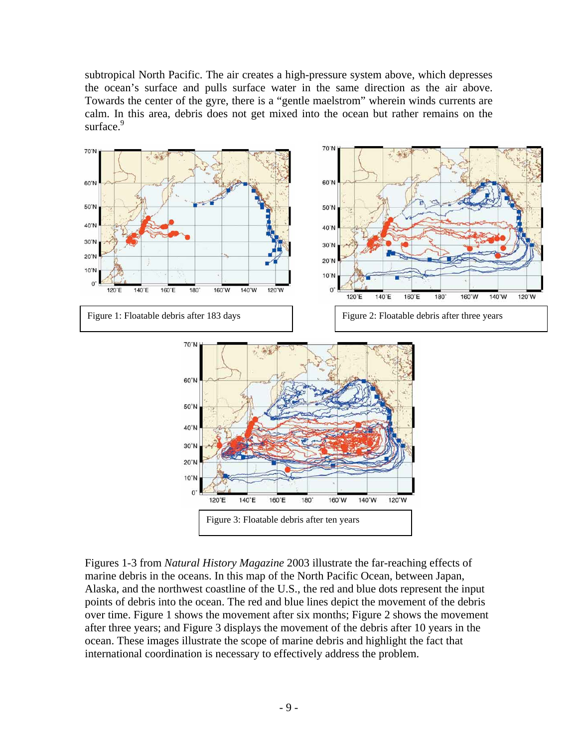subtropical North Pacific. The air creates a high-pressure system above, which depresses the ocean's surface and pulls surface water in the same direction as the air above. Towards the center of the gyre, there is a "gentle maelstrom" wherein winds currents are calm. In this area, debris does not get mixed into the ocean but rather remains on the surface.[9]

Figure 1: Floatable debris after 183 days

Figure 2: Floatable debris after three years

Figure 3: Floatable debris after ten years

Figures 1-3 from *Natural History Magazine* 2003 illustrate the far-reaching effects of marine debris in the oceans. In this map of the North Pacific Ocean, between Japan, Alaska, and the northwest coastline of the U.S., the red and blue dots represent the input points of debris into the ocean. The red and blue lines depict the movement of the debris over time. Figure 1 shows the movement after six months; Figure 2 shows the movement after three years; and Figure 3 displays the movement of the debris after 10 years in the ocean. These images illustrate the scope of marine debris and highlight the fact that international coordination is necessary to effectively address the problem.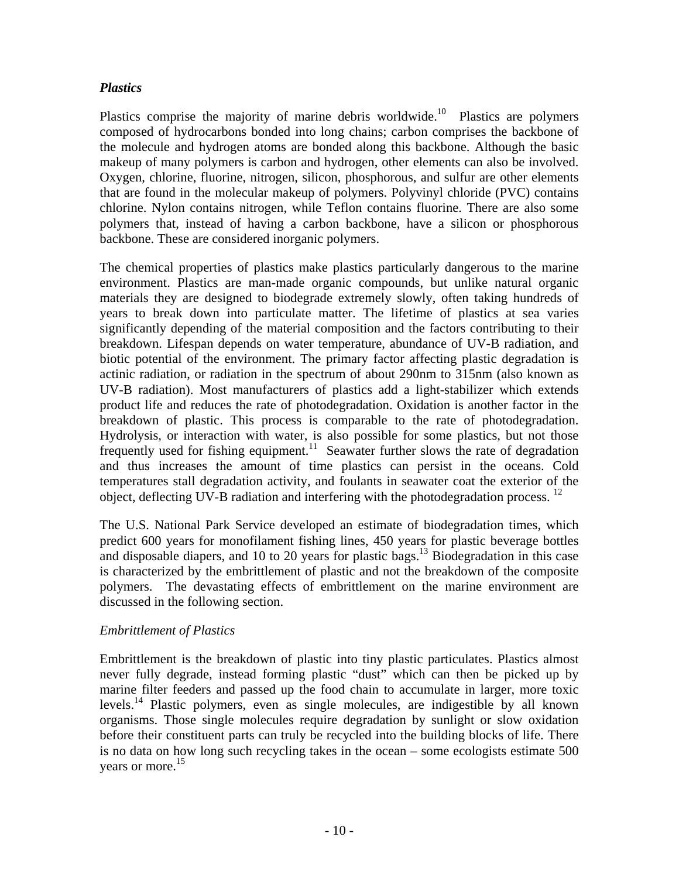### *Plastics*

Plastics comprise the majority of marine debris worldwide.[10] Plastics are polymers composed of hydrocarbons bonded into long chains; carbon comprises the backbone of the molecule and hydrogen atoms are bonded along this backbone. Although the basic makeup of many polymers is carbon and hydrogen, other elements can also be involved. Oxygen, chlorine, fluorine, nitrogen, silicon, phosphorous, and sulfur are other elements that are found in the molecular makeup of polymers. Polyvinyl chloride (PVC) contains chlorine. Nylon contains nitrogen, while Teflon contains fluorine. There are also some polymers that, instead of having a carbon backbone, have a silicon or phosphorous backbone. These are considered inorganic polymers.

The chemical properties of plastics make plastics particularly dangerous to the marine environment. Plastics are man-made organic compounds, but unlike natural organic materials they are designed to biodegrade extremely slowly, often taking hundreds of years to break down into particulate matter. The lifetime of plastics at sea varies significantly depending of the material composition and the factors contributing to their breakdown. Lifespan depends on water temperature, abundance of UV-B radiation, and biotic potential of the environment. The primary factor affecting plastic degradation is actinic radiation, or radiation in the spectrum of about 290nm to 315nm (also known as UV-B radiation). Most manufacturers of plastics add a light-stabilizer which extends product life and reduces the rate of photodegradation. Oxidation is another factor in the breakdown of plastic. This process is comparable to the rate of photodegradation. Hydrolysis, or interaction with water, is also possible for some plastics, but not those frequently used for fishing equipment.[11] Seawater further slows the rate of degradation and thus increases the amount of time plastics can persist in the oceans. Cold temperatures stall degradation activity, and foulants in seawater coat the exterior of the object, deflecting UV-B radiation and interfering with the photodegradation process.[12]

The U.S. National Park Service developed an estimate of biodegradation times, which predict 600 years for monofilament fishing lines, 450 years for plastic beverage bottles and disposable diapers, and 10 to 20 years for plastic bags.[13] Biodegradation in this case is characterized by the embrittlement of plastic and not the breakdown of the composite polymers. The devastating effects of embrittlement on the marine environment are discussed in the following section.

#### *Embrittlement of Plastics*

Embrittlement is the breakdown of plastic into tiny plastic particulates. Plastics almost never fully degrade, instead forming plastic "dust" which can then be picked up by marine filter feeders and passed up the food chain to accumulate in larger, more toxic levels.[14] Plastic polymers, even as single molecules, are indigestible by all known organisms. Those single molecules require degradation by sunlight or slow oxidation before their constituent parts can truly be recycled into the building blocks of life. There is no data on how long such recycling takes in the ocean – some ecologists estimate 500 years or more.[15]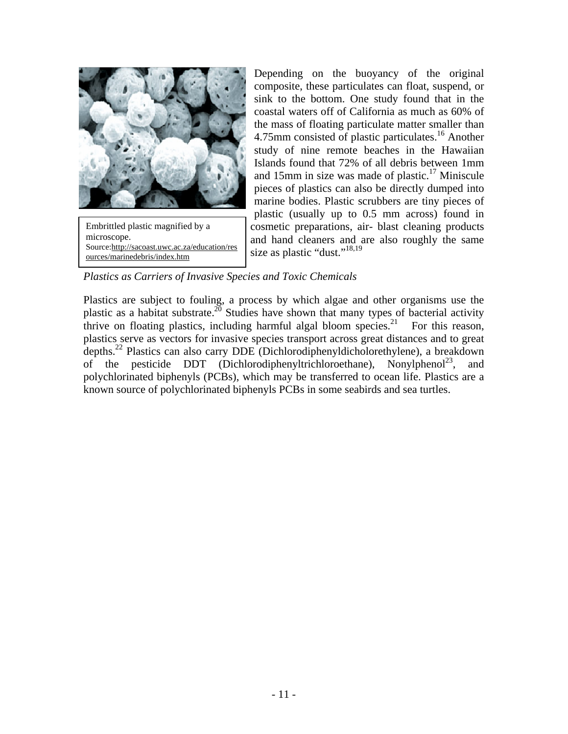Embrittled plastic magnified by a microscope.
Source: http://sacoast.uwc.ac.za/education/resources/marinedebris/index.htm

Depending on the buoyancy of the original composite, these particulates can float, suspend, or sink to the bottom. One study found that in the coastal waters off of California as much as 60% of the mass of floating particulate matter smaller than 4.75mm consisted of plastic particulates.[16] Another study of nine remote beaches in the Hawaiian Islands found that 72% of all debris between 1mm and 15mm in size was made of plastic.[17] Miniscule pieces of plastics can also be directly dumped into marine bodies. Plastic scrubbers are tiny pieces of plastic (usually up to 0.5 mm across) found in cosmetic preparations, air- blast cleaning products and hand cleaners and are also roughly the same size as plastic "dust."[18,19]

*Plastics as Carriers of Invasive Species and Toxic Chemicals*

Plastics are subject to fouling, a process by which algae and other organisms use the plastic as a habitat substrate.[20] Studies have shown that many types of bacterial activity thrive on floating plastics, including harmful algal bloom species.[21] For this reason, plastics serve as vectors for invasive species transport across great distances and to great depths.[22] Plastics can also carry DDE (Dichlorodiphenyldicholorethylene), a breakdown of the pesticide DDT (Dichlorodiphenyltrichloroethane), Nonylphenol[23], and polychlorinated biphenyls (PCBs), which may be transferred to ocean life. Plastics are a known source of polychlorinated biphenyls PCBs in some seabirds and sea turtles.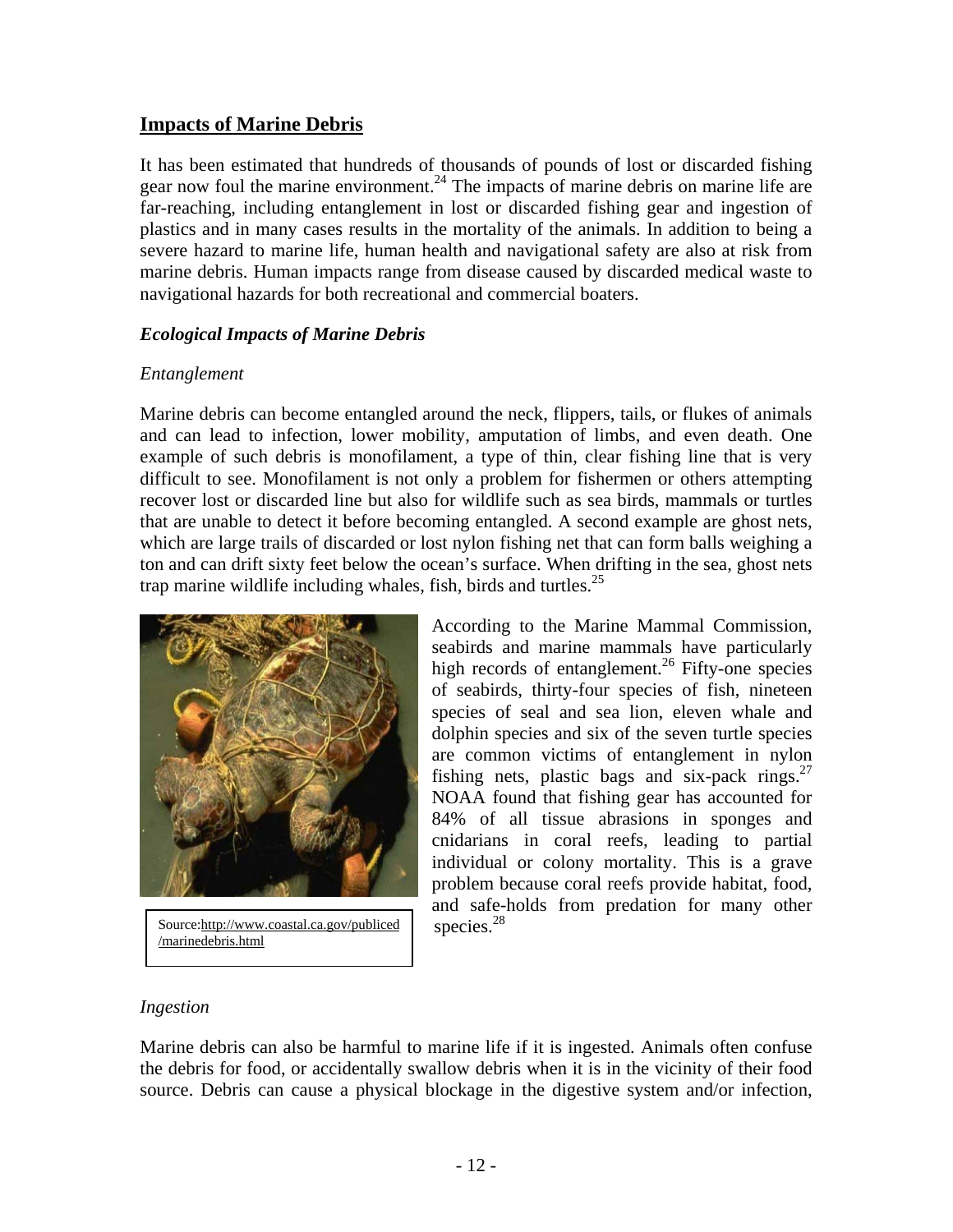## Impacts of Marine Debris

It has been estimated that hundreds of thousands of pounds of lost or discarded fishing gear now foul the marine environment.[24] The impacts of marine debris on marine life are far-reaching, including entanglement in lost or discarded fishing gear and ingestion of plastics and in many cases results in the mortality of the animals. In addition to being a severe hazard to marine life, human health and navigational safety are also at risk from marine debris. Human impacts range from disease caused by discarded medical waste to navigational hazards for both recreational and commercial boaters.

### *Ecological Impacts of Marine Debris*

*Entanglement*

Marine debris can become entangled around the neck, flippers, tails, or flukes of animals and can lead to infection, lower mobility, amputation of limbs, and even death. One example of such debris is monofilament, a type of thin, clear fishing line that is very difficult to see. Monofilament is not only a problem for fishermen or others attempting recover lost or discarded line but also for wildlife such as sea birds, mammals or turtles that are unable to detect it before becoming entangled. A second example are ghost nets, which are large trails of discarded or lost nylon fishing net that can form balls weighing a ton and can drift sixty feet below the ocean's surface. When drifting in the sea, ghost nets trap marine wildlife including whales, fish, birds and turtles.[25]

Source: http://www.coastal.ca.gov/publiced/marinedebris.html

According to the Marine Mammal Commission, seabirds and marine mammals have particularly high records of entanglement.[26] Fifty-one species of seabirds, thirty-four species of fish, nineteen species of seal and sea lion, eleven whale and dolphin species and six of the seven turtle species are common victims of entanglement in nylon fishing nets, plastic bags and six-pack rings.[27] NOAA found that fishing gear has accounted for 84% of all tissue abrasions in sponges and cnidarians in coral reefs, leading to partial individual or colony mortality. This is a grave problem because coral reefs provide habitat, food, and safe-holds from predation for many other species.[28]

*Ingestion*

Marine debris can also be harmful to marine life if it is ingested. Animals often confuse the debris for food, or accidentally swallow debris when it is in the vicinity of their food source. Debris can cause a physical blockage in the digestive system and/or infection,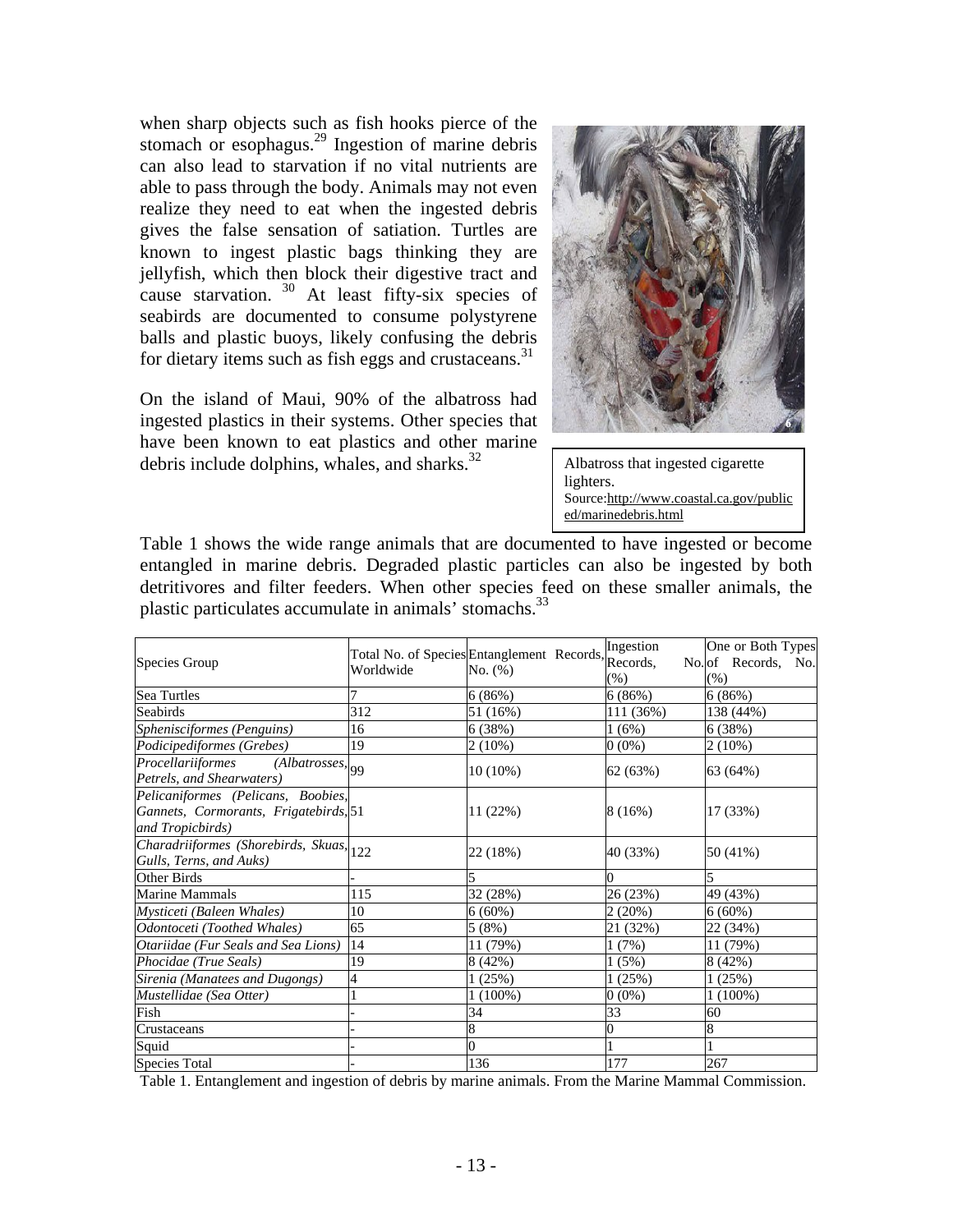when sharp objects such as fish hooks pierce of the stomach or esophagus.[29] Ingestion of marine debris can also lead to starvation if no vital nutrients are able to pass through the body. Animals may not even realize they need to eat when the ingested debris gives the false sensation of satiation. Turtles are known to ingest plastic bags thinking they are jellyfish, which then block their digestive tract and cause starvation. [30] At least fifty-six species of seabirds are documented to consume polystyrene balls and plastic buoys, likely confusing the debris for dietary items such as fish eggs and crustaceans.[31]

On the island of Maui, 90% of the albatross had ingested plastics in their systems. Other species that have been known to eat plastics and other marine debris include dolphins, whales, and sharks.[32]

Albatross that ingested cigarette lighters.
Source: http://www.coastal.ca.gov/publiced/marinedebris.html

Table 1 shows the wide range animals that are documented to have ingested or become entangled in marine debris. Degraded plastic particles can also be ingested by both detritivores and filter feeders. When other species feed on these smaller animals, the plastic particulates accumulate in animals' stomachs.[33]

| Species Group | Total No. of Species Worldwide | Entanglement Records, No. (%) | Ingestion Records, No. (%) | One or Both Types of Records, No. (%) |
|---|---|---|---|---|
| Sea Turtles | 7 | 6 (86%) | 6 (86%) | 6 (86%) |
| Seabirds | 312 | 51 (16%) | 111 (36%) | 138 (44%) |
| *Sphenisciformes (Penguins)* | 16 | 6 (38%) | 1 (6%) | 6 (38%) |
| *Podicipediformes (Grebes)* | 19 | 2 (10%) | 0 (0%) | 2 (10%) |
| *Procellariiformes (Albatrosses, Petrels, and Shearwaters)* | 99 | 10 (10%) | 62 (63%) | 63 (64%) |
| *Pelicaniformes (Pelicans, Boobies, Gannets, Cormorants, Frigatebirds, and Tropicbirds)* | 51 | 11 (22%) | 8 (16%) | 17 (33%) |
| *Charadriiformes (Shorebirds, Skuas, Gulls, Terns, and Auks)* | 122 | 22 (18%) | 40 (33%) | 50 (41%) |
| Other Birds | - | 5 | 0 | 5 |
| Marine Mammals | 115 | 32 (28%) | 26 (23%) | 49 (43%) |
| *Mysticeti (Baleen Whales)* | 10 | 6 (60%) | 2 (20%) | 6 (60%) |
| *Odontoceti (Toothed Whales)* | 65 | 5 (8%) | 21 (32%) | 22 (34%) |
| *Otariidae (Fur Seals and Sea Lions)* | 14 | 11 (79%) | 1 (7%) | 11 (79%) |
| *Phocidae (True Seals)* | 19 | 8 (42%) | 1 (5%) | 8 (42%) |
| *Sirenia (Manatees and Dugongs)* | 4 | 1 (25%) | 1 (25%) | 1 (25%) |
| *Mustellidae (Sea Otter)* | 1 | 1 (100%) | 0 (0%) | 1 (100%) |
| Fish | - | 34 | 33 | 60 |
| Crustaceans | - | 8 | 0 | 8 |
| Squid | - | 0 | 1 | 1 |
| Species Total | - | 136 | 177 | 267 |

Table 1. Entanglement and ingestion of debris by marine animals. From the Marine Mammal Commission.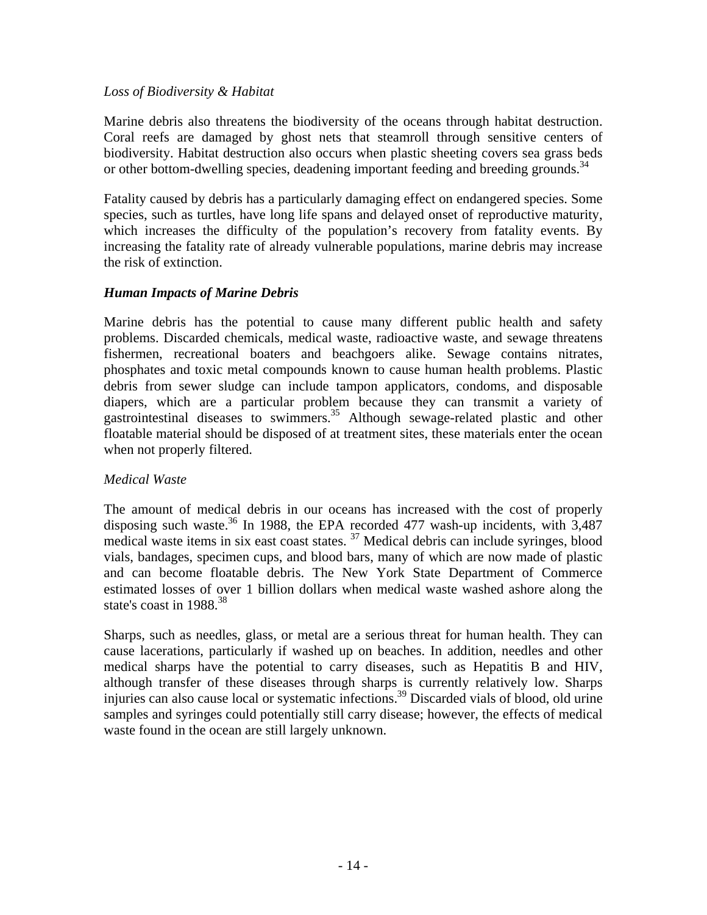*Loss of Biodiversity & Habitat*

Marine debris also threatens the biodiversity of the oceans through habitat destruction. Coral reefs are damaged by ghost nets that steamroll through sensitive centers of biodiversity. Habitat destruction also occurs when plastic sheeting covers sea grass beds or other bottom-dwelling species, deadening important feeding and breeding grounds.[34]

Fatality caused by debris has a particularly damaging effect on endangered species. Some species, such as turtles, have long life spans and delayed onset of reproductive maturity, which increases the difficulty of the population's recovery from fatality events. By increasing the fatality rate of already vulnerable populations, marine debris may increase the risk of extinction.

### *Human Impacts of Marine Debris*

Marine debris has the potential to cause many different public health and safety problems. Discarded chemicals, medical waste, radioactive waste, and sewage threatens fishermen, recreational boaters and beachgoers alike. Sewage contains nitrates, phosphates and toxic metal compounds known to cause human health problems. Plastic debris from sewer sludge can include tampon applicators, condoms, and disposable diapers, which are a particular problem because they can transmit a variety of gastrointestinal diseases to swimmers.[35] Although sewage-related plastic and other floatable material should be disposed of at treatment sites, these materials enter the ocean when not properly filtered.

*Medical Waste*

The amount of medical debris in our oceans has increased with the cost of properly disposing such waste.[36] In 1988, the EPA recorded 477 wash-up incidents, with 3,487 medical waste items in six east coast states. [37] Medical debris can include syringes, blood vials, bandages, specimen cups, and blood bars, many of which are now made of plastic and can become floatable debris. The New York State Department of Commerce estimated losses of over 1 billion dollars when medical waste washed ashore along the state's coast in 1988.[38]

Sharps, such as needles, glass, or metal are a serious threat for human health. They can cause lacerations, particularly if washed up on beaches. In addition, needles and other medical sharps have the potential to carry diseases, such as Hepatitis B and HIV, although transfer of these diseases through sharps is currently relatively low. Sharps injuries can also cause local or systematic infections.[39] Discarded vials of blood, old urine samples and syringes could potentially still carry disease; however, the effects of medical waste found in the ocean are still largely unknown.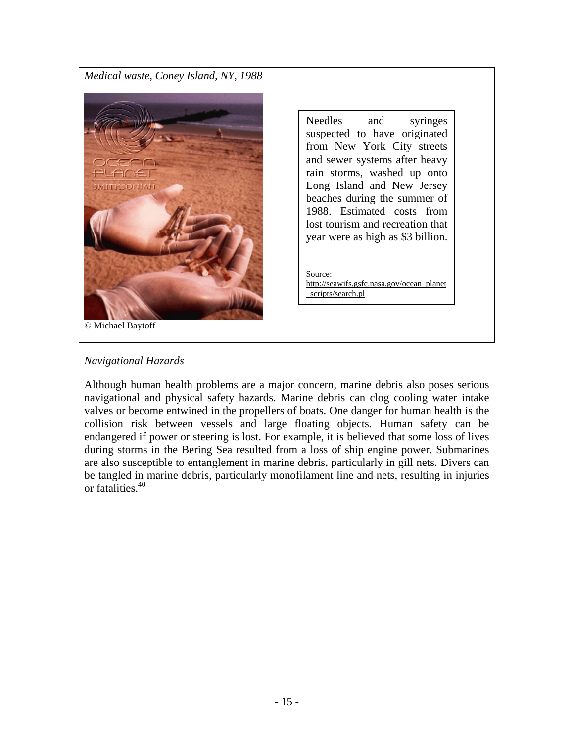*Medical waste, Coney Island, NY, 1988*

© Michael Baytoff

Needles and syringes suspected to have originated from New York City streets and sewer systems after heavy rain storms, washed up onto Long Island and New Jersey beaches during the summer of 1988. Estimated costs from lost tourism and recreation that year were as high as $3 billion.

Source: http://seawifs.gsfc.nasa.gov/ocean_planet_scripts/search.pl

*Navigational Hazards*

Although human health problems are a major concern, marine debris also poses serious navigational and physical safety hazards. Marine debris can clog cooling water intake valves or become entwined in the propellers of boats. One danger for human health is the collision risk between vessels and large floating objects. Human safety can be endangered if power or steering is lost. For example, it is believed that some loss of lives during storms in the Bering Sea resulted from a loss of ship engine power. Submarines are also susceptible to entanglement in marine debris, particularly in gill nets. Divers can be tangled in marine debris, particularly monofilament line and nets, resulting in injuries or fatalities.[40]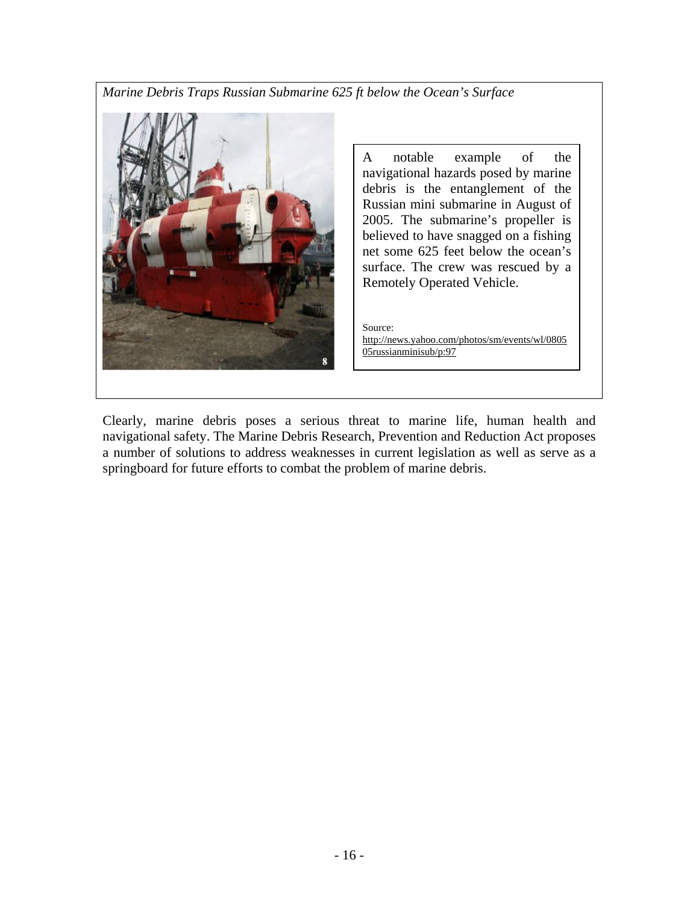*Marine Debris Traps Russian Submarine 625 ft below the Ocean's Surface*

A notable example of the navigational hazards posed by marine debris is the entanglement of the Russian mini submarine in August of 2005. The submarine's propeller is believed to have snagged on a fishing net some 625 feet below the ocean's surface. The crew was rescued by a Remotely Operated Vehicle.

Source: http://news.yahoo.com/photos/sm/events/wl/080505russianminisub/p:97

Clearly, marine debris poses a serious threat to marine life, human health and navigational safety. The Marine Debris Research, Prevention and Reduction Act proposes a number of solutions to address weaknesses in current legislation as well as serve as a springboard for future efforts to combat the problem of marine debris.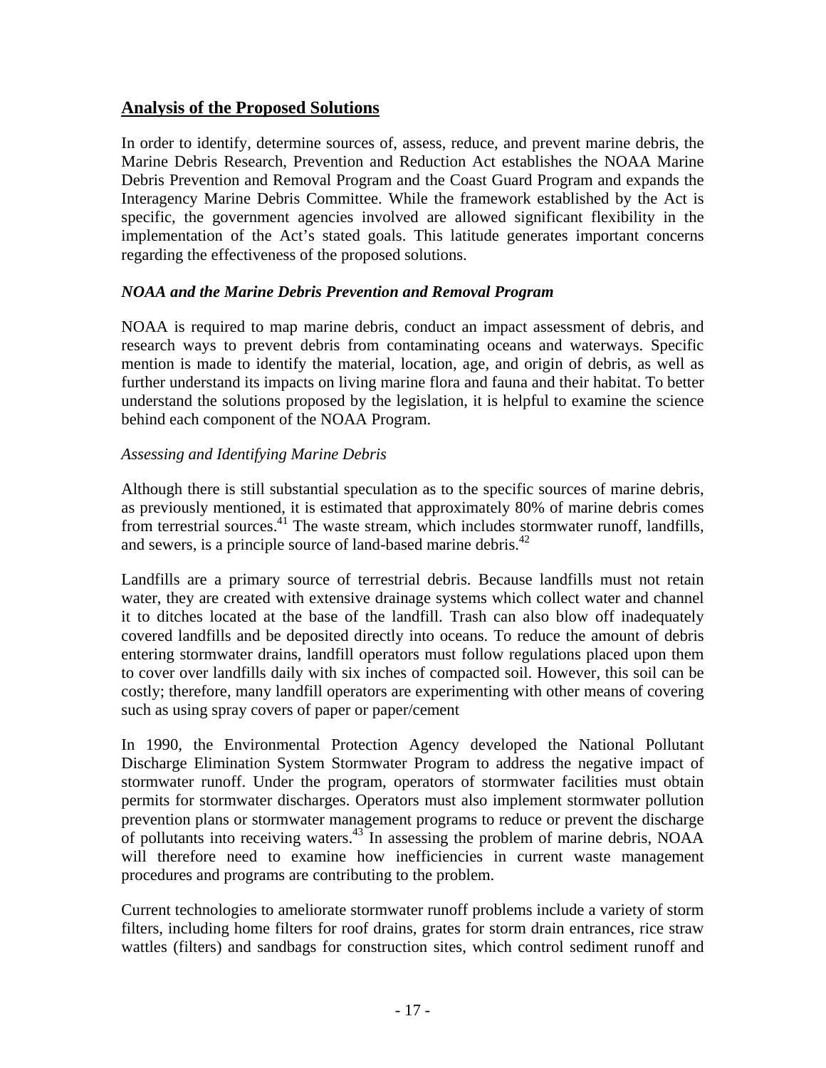## Analysis of the Proposed Solutions

In order to identify, determine sources of, assess, reduce, and prevent marine debris, the Marine Debris Research, Prevention and Reduction Act establishes the NOAA Marine Debris Prevention and Removal Program and the Coast Guard Program and expands the Interagency Marine Debris Committee. While the framework established by the Act is specific, the government agencies involved are allowed significant flexibility in the implementation of the Act's stated goals. This latitude generates important concerns regarding the effectiveness of the proposed solutions.

### *NOAA and the Marine Debris Prevention and Removal Program*

NOAA is required to map marine debris, conduct an impact assessment of debris, and research ways to prevent debris from contaminating oceans and waterways. Specific mention is made to identify the material, location, age, and origin of debris, as well as further understand its impacts on living marine flora and fauna and their habitat. To better understand the solutions proposed by the legislation, it is helpful to examine the science behind each component of the NOAA Program.

#### *Assessing and Identifying Marine Debris*

Although there is still substantial speculation as to the specific sources of marine debris, as previously mentioned, it is estimated that approximately 80% of marine debris comes from terrestrial sources.[41] The waste stream, which includes stormwater runoff, landfills, and sewers, is a principle source of land-based marine debris.[42]

Landfills are a primary source of terrestrial debris. Because landfills must not retain water, they are created with extensive drainage systems which collect water and channel it to ditches located at the base of the landfill. Trash can also blow off inadequately covered landfills and be deposited directly into oceans. To reduce the amount of debris entering stormwater drains, landfill operators must follow regulations placed upon them to cover over landfills daily with six inches of compacted soil. However, this soil can be costly; therefore, many landfill operators are experimenting with other means of covering such as using spray covers of paper or paper/cement

In 1990, the Environmental Protection Agency developed the National Pollutant Discharge Elimination System Stormwater Program to address the negative impact of stormwater runoff. Under the program, operators of stormwater facilities must obtain permits for stormwater discharges. Operators must also implement stormwater pollution prevention plans or stormwater management programs to reduce or prevent the discharge of pollutants into receiving waters.[43] In assessing the problem of marine debris, NOAA will therefore need to examine how inefficiencies in current waste management procedures and programs are contributing to the problem.

Current technologies to ameliorate stormwater runoff problems include a variety of storm filters, including home filters for roof drains, grates for storm drain entrances, rice straw wattles (filters) and sandbags for construction sites, which control sediment runoff and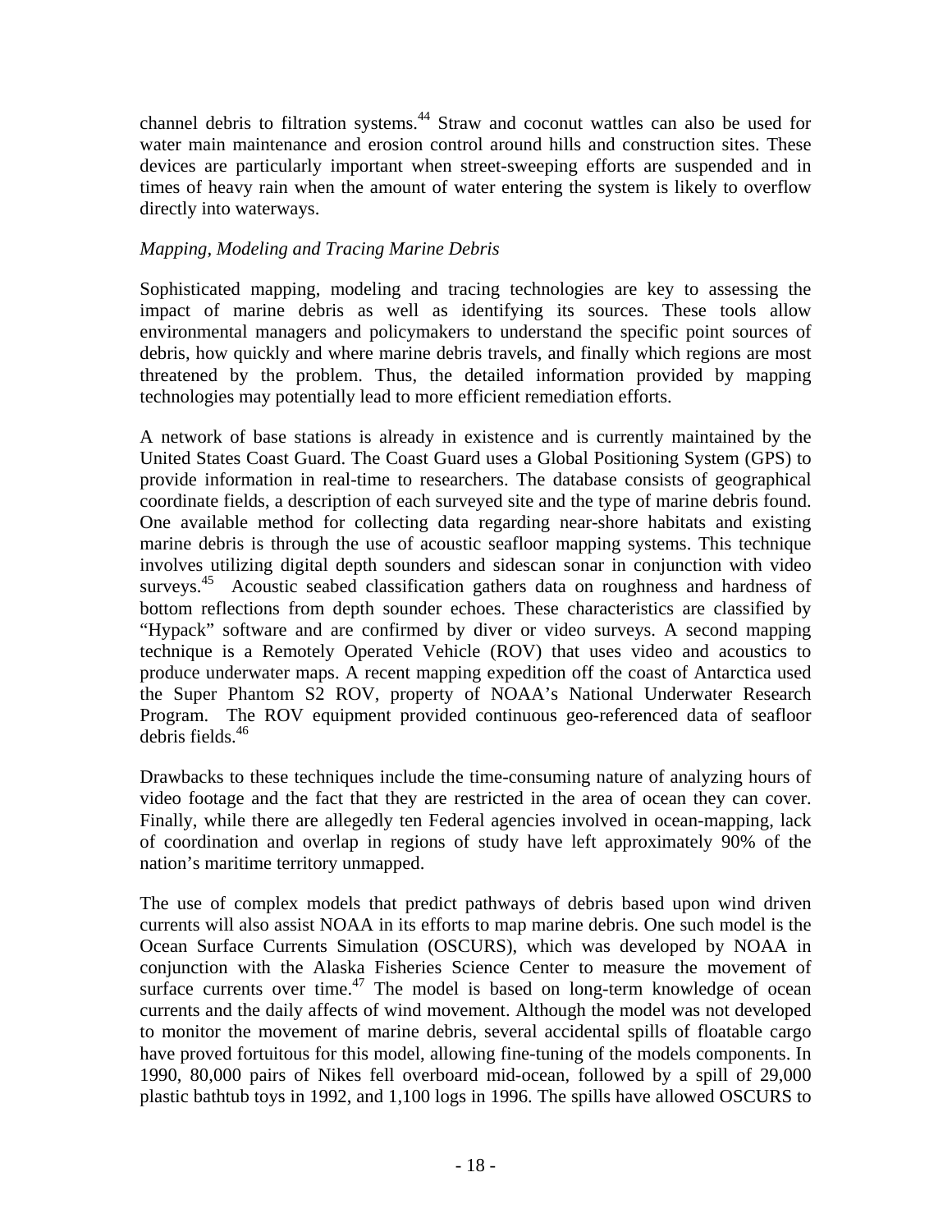channel debris to filtration systems.[44] Straw and coconut wattles can also be used for water main maintenance and erosion control around hills and construction sites. These devices are particularly important when street-sweeping efforts are suspended and in times of heavy rain when the amount of water entering the system is likely to overflow directly into waterways.

*Mapping, Modeling and Tracing Marine Debris*

Sophisticated mapping, modeling and tracing technologies are key to assessing the impact of marine debris as well as identifying its sources. These tools allow environmental managers and policymakers to understand the specific point sources of debris, how quickly and where marine debris travels, and finally which regions are most threatened by the problem. Thus, the detailed information provided by mapping technologies may potentially lead to more efficient remediation efforts.

A network of base stations is already in existence and is currently maintained by the United States Coast Guard. The Coast Guard uses a Global Positioning System (GPS) to provide information in real-time to researchers. The database consists of geographical coordinate fields, a description of each surveyed site and the type of marine debris found. One available method for collecting data regarding near-shore habitats and existing marine debris is through the use of acoustic seafloor mapping systems. This technique involves utilizing digital depth sounders and sidescan sonar in conjunction with video surveys.[45] Acoustic seabed classification gathers data on roughness and hardness of bottom reflections from depth sounder echoes. These characteristics are classified by "Hypack" software and are confirmed by diver or video surveys. A second mapping technique is a Remotely Operated Vehicle (ROV) that uses video and acoustics to produce underwater maps. A recent mapping expedition off the coast of Antarctica used the Super Phantom S2 ROV, property of NOAA's National Underwater Research Program. The ROV equipment provided continuous geo-referenced data of seafloor debris fields.[46]

Drawbacks to these techniques include the time-consuming nature of analyzing hours of video footage and the fact that they are restricted in the area of ocean they can cover. Finally, while there are allegedly ten Federal agencies involved in ocean-mapping, lack of coordination and overlap in regions of study have left approximately 90% of the nation's maritime territory unmapped.

The use of complex models that predict pathways of debris based upon wind driven currents will also assist NOAA in its efforts to map marine debris. One such model is the Ocean Surface Currents Simulation (OSCURS), which was developed by NOAA in conjunction with the Alaska Fisheries Science Center to measure the movement of surface currents over time.[47] The model is based on long-term knowledge of ocean currents and the daily affects of wind movement. Although the model was not developed to monitor the movement of marine debris, several accidental spills of floatable cargo have proved fortuitous for this model, allowing fine-tuning of the models components. In 1990, 80,000 pairs of Nikes fell overboard mid-ocean, followed by a spill of 29,000 plastic bathtub toys in 1992, and 1,100 logs in 1996. The spills have allowed OSCURS to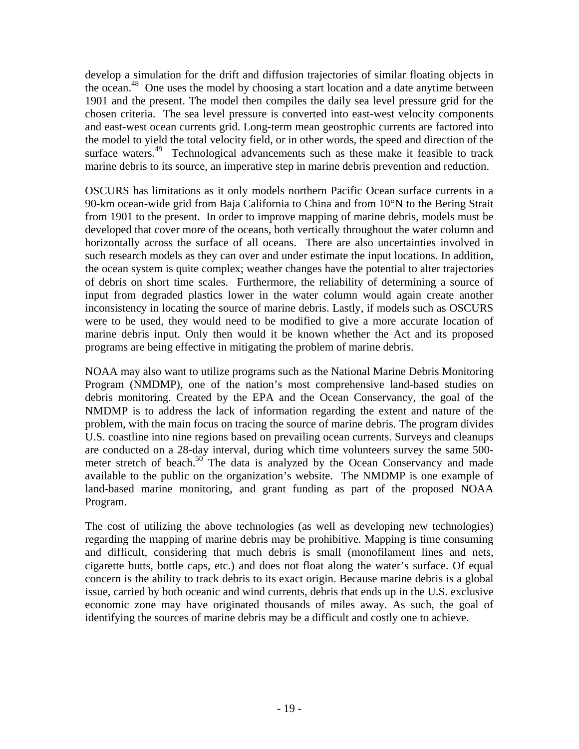develop a simulation for the drift and diffusion trajectories of similar floating objects in the ocean.[48] One uses the model by choosing a start location and a date anytime between 1901 and the present. The model then compiles the daily sea level pressure grid for the chosen criteria. The sea level pressure is converted into east-west velocity components and east-west ocean currents grid. Long-term mean geostrophic currents are factored into the model to yield the total velocity field, or in other words, the speed and direction of the surface waters.[49] Technological advancements such as these make it feasible to track marine debris to its source, an imperative step in marine debris prevention and reduction.

OSCURS has limitations as it only models northern Pacific Ocean surface currents in a 90-km ocean-wide grid from Baja California to China and from 10°N to the Bering Strait from 1901 to the present. In order to improve mapping of marine debris, models must be developed that cover more of the oceans, both vertically throughout the water column and horizontally across the surface of all oceans. There are also uncertainties involved in such research models as they can over and under estimate the input locations. In addition, the ocean system is quite complex; weather changes have the potential to alter trajectories of debris on short time scales. Furthermore, the reliability of determining a source of input from degraded plastics lower in the water column would again create another inconsistency in locating the source of marine debris. Lastly, if models such as OSCURS were to be used, they would need to be modified to give a more accurate location of marine debris input. Only then would it be known whether the Act and its proposed programs are being effective in mitigating the problem of marine debris.

NOAA may also want to utilize programs such as the National Marine Debris Monitoring Program (NMDMP), one of the nation's most comprehensive land-based studies on debris monitoring. Created by the EPA and the Ocean Conservancy, the goal of the NMDMP is to address the lack of information regarding the extent and nature of the problem, with the main focus on tracing the source of marine debris. The program divides U.S. coastline into nine regions based on prevailing ocean currents. Surveys and cleanups are conducted on a 28-day interval, during which time volunteers survey the same 500-meter stretch of beach.[50] The data is analyzed by the Ocean Conservancy and made available to the public on the organization's website. The NMDMP is one example of land-based marine monitoring, and grant funding as part of the proposed NOAA Program.

The cost of utilizing the above technologies (as well as developing new technologies) regarding the mapping of marine debris may be prohibitive. Mapping is time consuming and difficult, considering that much debris is small (monofilament lines and nets, cigarette butts, bottle caps, etc.) and does not float along the water's surface. Of equal concern is the ability to track debris to its exact origin. Because marine debris is a global issue, carried by both oceanic and wind currents, debris that ends up in the U.S. exclusive economic zone may have originated thousands of miles away. As such, the goal of identifying the sources of marine debris may be a difficult and costly one to achieve.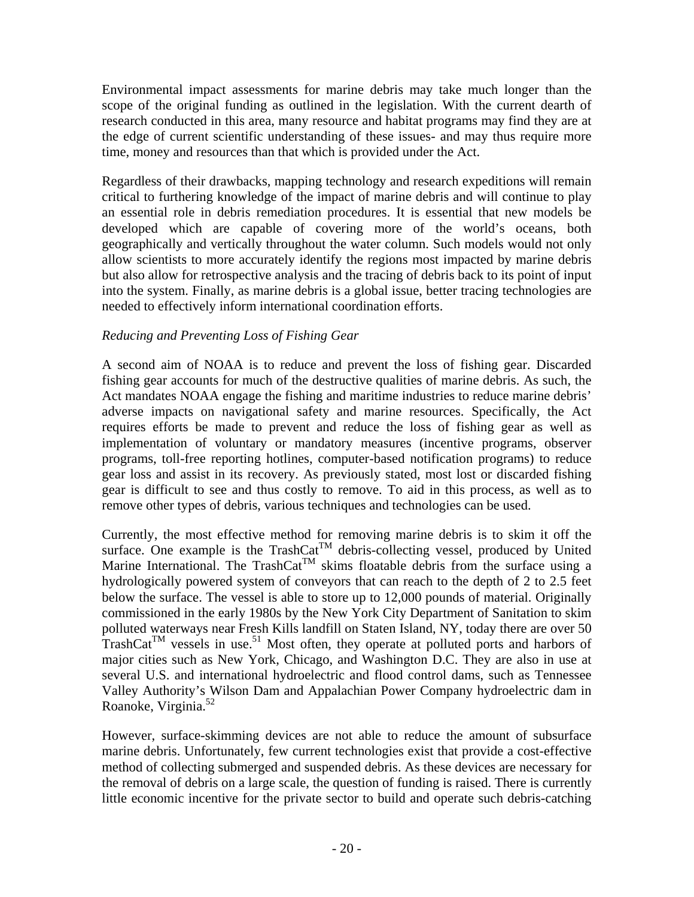Environmental impact assessments for marine debris may take much longer than the scope of the original funding as outlined in the legislation. With the current dearth of research conducted in this area, many resource and habitat programs may find they are at the edge of current scientific understanding of these issues- and may thus require more time, money and resources than that which is provided under the Act.

Regardless of their drawbacks, mapping technology and research expeditions will remain critical to furthering knowledge of the impact of marine debris and will continue to play an essential role in debris remediation procedures. It is essential that new models be developed which are capable of covering more of the world's oceans, both geographically and vertically throughout the water column. Such models would not only allow scientists to more accurately identify the regions most impacted by marine debris but also allow for retrospective analysis and the tracing of debris back to its point of input into the system. Finally, as marine debris is a global issue, better tracing technologies are needed to effectively inform international coordination efforts.

*Reducing and Preventing Loss of Fishing Gear*

A second aim of NOAA is to reduce and prevent the loss of fishing gear. Discarded fishing gear accounts for much of the destructive qualities of marine debris. As such, the Act mandates NOAA engage the fishing and maritime industries to reduce marine debris' adverse impacts on navigational safety and marine resources. Specifically, the Act requires efforts be made to prevent and reduce the loss of fishing gear as well as implementation of voluntary or mandatory measures (incentive programs, observer programs, toll-free reporting hotlines, computer-based notification programs) to reduce gear loss and assist in its recovery. As previously stated, most lost or discarded fishing gear is difficult to see and thus costly to remove. To aid in this process, as well as to remove other types of debris, various techniques and technologies can be used.

Currently, the most effective method for removing marine debris is to skim it off the surface. One example is the TrashCat™ debris-collecting vessel, produced by United Marine International. The TrashCat™ skims floatable debris from the surface using a hydrologically powered system of conveyors that can reach to the depth of 2 to 2.5 feet below the surface. The vessel is able to store up to 12,000 pounds of material. Originally commissioned in the early 1980s by the New York City Department of Sanitation to skim polluted waterways near Fresh Kills landfill on Staten Island, NY, today there are over 50 TrashCat™ vessels in use.[51] Most often, they operate at polluted ports and harbors of major cities such as New York, Chicago, and Washington D.C. They are also in use at several U.S. and international hydroelectric and flood control dams, such as Tennessee Valley Authority's Wilson Dam and Appalachian Power Company hydroelectric dam in Roanoke, Virginia.[52]

However, surface-skimming devices are not able to reduce the amount of subsurface marine debris. Unfortunately, few current technologies exist that provide a cost-effective method of collecting submerged and suspended debris. As these devices are necessary for the removal of debris on a large scale, the question of funding is raised. There is currently little economic incentive for the private sector to build and operate such debris-catching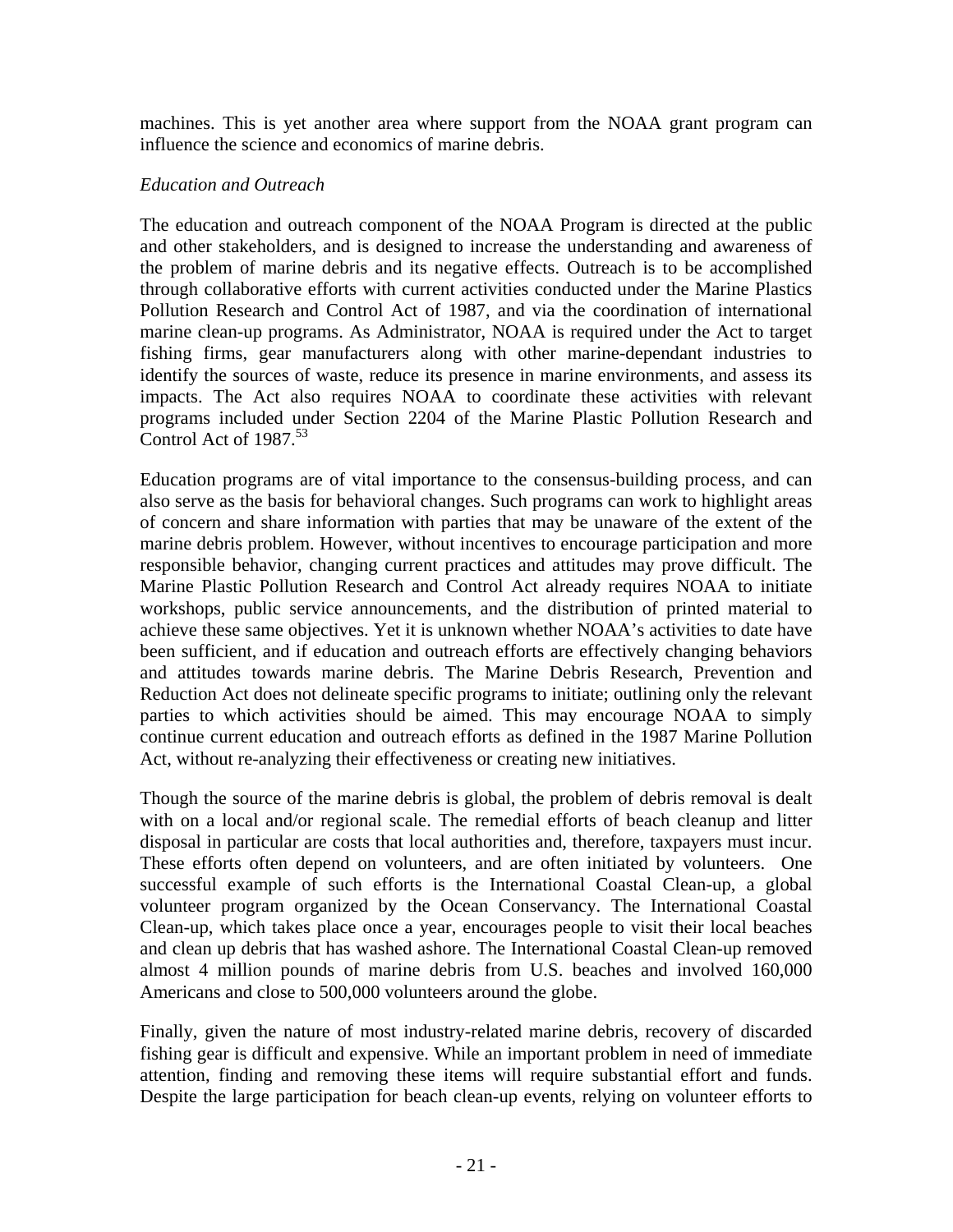machines. This is yet another area where support from the NOAA grant program can influence the science and economics of marine debris.

*Education and Outreach*

The education and outreach component of the NOAA Program is directed at the public and other stakeholders, and is designed to increase the understanding and awareness of the problem of marine debris and its negative effects. Outreach is to be accomplished through collaborative efforts with current activities conducted under the Marine Plastics Pollution Research and Control Act of 1987, and via the coordination of international marine clean-up programs. As Administrator, NOAA is required under the Act to target fishing firms, gear manufacturers along with other marine-dependant industries to identify the sources of waste, reduce its presence in marine environments, and assess its impacts. The Act also requires NOAA to coordinate these activities with relevant programs included under Section 2204 of the Marine Plastic Pollution Research and Control Act of 1987.[53]

Education programs are of vital importance to the consensus-building process, and can also serve as the basis for behavioral changes. Such programs can work to highlight areas of concern and share information with parties that may be unaware of the extent of the marine debris problem. However, without incentives to encourage participation and more responsible behavior, changing current practices and attitudes may prove difficult. The Marine Plastic Pollution Research and Control Act already requires NOAA to initiate workshops, public service announcements, and the distribution of printed material to achieve these same objectives. Yet it is unknown whether NOAA's activities to date have been sufficient, and if education and outreach efforts are effectively changing behaviors and attitudes towards marine debris. The Marine Debris Research, Prevention and Reduction Act does not delineate specific programs to initiate; outlining only the relevant parties to which activities should be aimed. This may encourage NOAA to simply continue current education and outreach efforts as defined in the 1987 Marine Pollution Act, without re-analyzing their effectiveness or creating new initiatives.

Though the source of the marine debris is global, the problem of debris removal is dealt with on a local and/or regional scale. The remedial efforts of beach cleanup and litter disposal in particular are costs that local authorities and, therefore, taxpayers must incur. These efforts often depend on volunteers, and are often initiated by volunteers. One successful example of such efforts is the International Coastal Clean-up, a global volunteer program organized by the Ocean Conservancy. The International Coastal Clean-up, which takes place once a year, encourages people to visit their local beaches and clean up debris that has washed ashore. The International Coastal Clean-up removed almost 4 million pounds of marine debris from U.S. beaches and involved 160,000 Americans and close to 500,000 volunteers around the globe.

Finally, given the nature of most industry-related marine debris, recovery of discarded fishing gear is difficult and expensive. While an important problem in need of immediate attention, finding and removing these items will require substantial effort and funds. Despite the large participation for beach clean-up events, relying on volunteer efforts to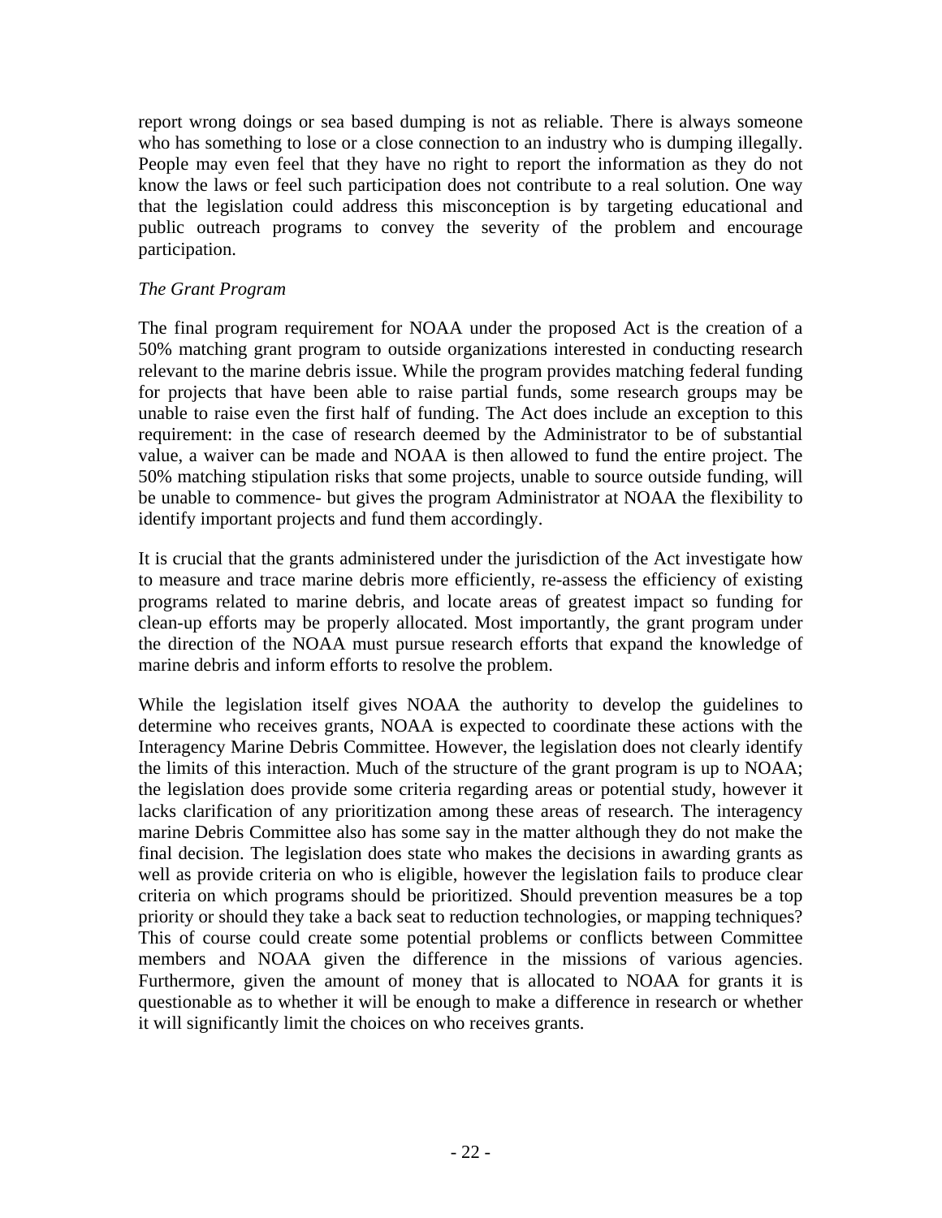report wrong doings or sea based dumping is not as reliable. There is always someone who has something to lose or a close connection to an industry who is dumping illegally. People may even feel that they have no right to report the information as they do not know the laws or feel such participation does not contribute to a real solution. One way that the legislation could address this misconception is by targeting educational and public outreach programs to convey the severity of the problem and encourage participation.

*The Grant Program*

The final program requirement for NOAA under the proposed Act is the creation of a 50% matching grant program to outside organizations interested in conducting research relevant to the marine debris issue. While the program provides matching federal funding for projects that have been able to raise partial funds, some research groups may be unable to raise even the first half of funding. The Act does include an exception to this requirement: in the case of research deemed by the Administrator to be of substantial value, a waiver can be made and NOAA is then allowed to fund the entire project. The 50% matching stipulation risks that some projects, unable to source outside funding, will be unable to commence- but gives the program Administrator at NOAA the flexibility to identify important projects and fund them accordingly.

It is crucial that the grants administered under the jurisdiction of the Act investigate how to measure and trace marine debris more efficiently, re-assess the efficiency of existing programs related to marine debris, and locate areas of greatest impact so funding for clean-up efforts may be properly allocated. Most importantly, the grant program under the direction of the NOAA must pursue research efforts that expand the knowledge of marine debris and inform efforts to resolve the problem.

While the legislation itself gives NOAA the authority to develop the guidelines to determine who receives grants, NOAA is expected to coordinate these actions with the Interagency Marine Debris Committee. However, the legislation does not clearly identify the limits of this interaction. Much of the structure of the grant program is up to NOAA; the legislation does provide some criteria regarding areas or potential study, however it lacks clarification of any prioritization among these areas of research. The interagency marine Debris Committee also has some say in the matter although they do not make the final decision. The legislation does state who makes the decisions in awarding grants as well as provide criteria on who is eligible, however the legislation fails to produce clear criteria on which programs should be prioritized. Should prevention measures be a top priority or should they take a back seat to reduction technologies, or mapping techniques? This of course could create some potential problems or conflicts between Committee members and NOAA given the difference in the missions of various agencies. Furthermore, given the amount of money that is allocated to NOAA for grants it is questionable as to whether it will be enough to make a difference in research or whether it will significantly limit the choices on who receives grants.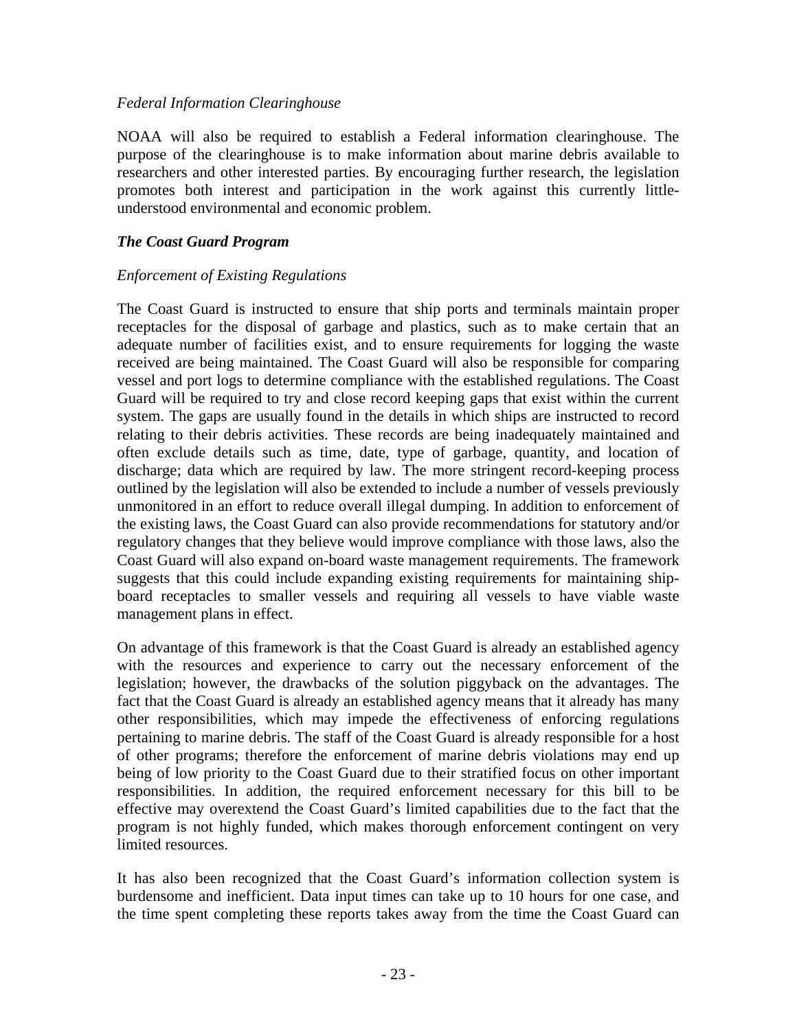*Federal Information Clearinghouse*

NOAA will also be required to establish a Federal information clearinghouse. The purpose of the clearinghouse is to make information about marine debris available to researchers and other interested parties. By encouraging further research, the legislation promotes both interest and participation in the work against this currently little-understood environmental and economic problem.

***The Coast Guard Program***

*Enforcement of Existing Regulations*

The Coast Guard is instructed to ensure that ship ports and terminals maintain proper receptacles for the disposal of garbage and plastics, such as to make certain that an adequate number of facilities exist, and to ensure requirements for logging the waste received are being maintained. The Coast Guard will also be responsible for comparing vessel and port logs to determine compliance with the established regulations. The Coast Guard will be required to try and close record keeping gaps that exist within the current system. The gaps are usually found in the details in which ships are instructed to record relating to their debris activities. These records are being inadequately maintained and often exclude details such as time, date, type of garbage, quantity, and location of discharge; data which are required by law. The more stringent record-keeping process outlined by the legislation will also be extended to include a number of vessels previously unmonitored in an effort to reduce overall illegal dumping. In addition to enforcement of the existing laws, the Coast Guard can also provide recommendations for statutory and/or regulatory changes that they believe would improve compliance with those laws, also the Coast Guard will also expand on-board waste management requirements. The framework suggests that this could include expanding existing requirements for maintaining ship-board receptacles to smaller vessels and requiring all vessels to have viable waste management plans in effect.

On advantage of this framework is that the Coast Guard is already an established agency with the resources and experience to carry out the necessary enforcement of the legislation; however, the drawbacks of the solution piggyback on the advantages. The fact that the Coast Guard is already an established agency means that it already has many other responsibilities, which may impede the effectiveness of enforcing regulations pertaining to marine debris. The staff of the Coast Guard is already responsible for a host of other programs; therefore the enforcement of marine debris violations may end up being of low priority to the Coast Guard due to their stratified focus on other important responsibilities. In addition, the required enforcement necessary for this bill to be effective may overextend the Coast Guard's limited capabilities due to the fact that the program is not highly funded, which makes thorough enforcement contingent on very limited resources.

It has also been recognized that the Coast Guard's information collection system is burdensome and inefficient. Data input times can take up to 10 hours for one case, and the time spent completing these reports takes away from the time the Coast Guard can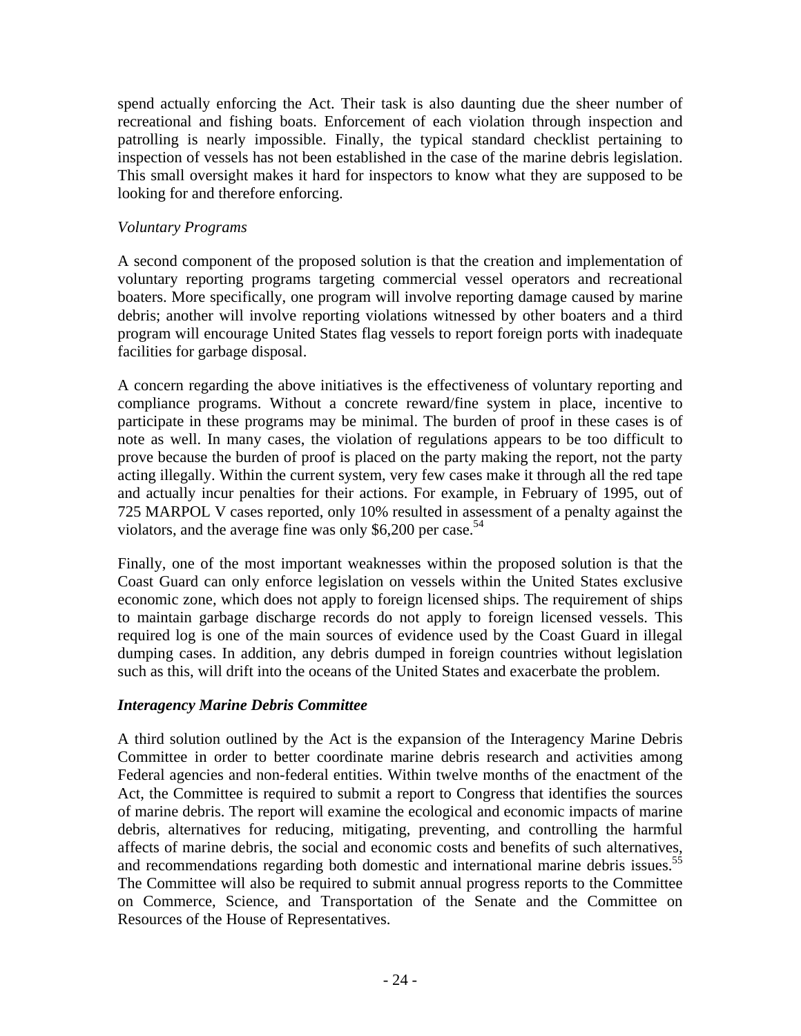spend actually enforcing the Act. Their task is also daunting due the sheer number of recreational and fishing boats. Enforcement of each violation through inspection and patrolling is nearly impossible. Finally, the typical standard checklist pertaining to inspection of vessels has not been established in the case of the marine debris legislation. This small oversight makes it hard for inspectors to know what they are supposed to be looking for and therefore enforcing.

*Voluntary Programs*

A second component of the proposed solution is that the creation and implementation of voluntary reporting programs targeting commercial vessel operators and recreational boaters. More specifically, one program will involve reporting damage caused by marine debris; another will involve reporting violations witnessed by other boaters and a third program will encourage United States flag vessels to report foreign ports with inadequate facilities for garbage disposal.

A concern regarding the above initiatives is the effectiveness of voluntary reporting and compliance programs. Without a concrete reward/fine system in place, incentive to participate in these programs may be minimal. The burden of proof in these cases is of note as well. In many cases, the violation of regulations appears to be too difficult to prove because the burden of proof is placed on the party making the report, not the party acting illegally. Within the current system, very few cases make it through all the red tape and actually incur penalties for their actions. For example, in February of 1995, out of 725 MARPOL V cases reported, only 10% resulted in assessment of a penalty against the violators, and the average fine was only $6,200 per case.[54]

Finally, one of the most important weaknesses within the proposed solution is that the Coast Guard can only enforce legislation on vessels within the United States exclusive economic zone, which does not apply to foreign licensed ships. The requirement of ships to maintain garbage discharge records do not apply to foreign licensed vessels. This required log is one of the main sources of evidence used by the Coast Guard in illegal dumping cases. In addition, any debris dumped in foreign countries without legislation such as this, will drift into the oceans of the United States and exacerbate the problem.

***Interagency Marine Debris Committee***

A third solution outlined by the Act is the expansion of the Interagency Marine Debris Committee in order to better coordinate marine debris research and activities among Federal agencies and non-federal entities. Within twelve months of the enactment of the Act, the Committee is required to submit a report to Congress that identifies the sources of marine debris. The report will examine the ecological and economic impacts of marine debris, alternatives for reducing, mitigating, preventing, and controlling the harmful affects of marine debris, the social and economic costs and benefits of such alternatives, and recommendations regarding both domestic and international marine debris issues.[55] The Committee will also be required to submit annual progress reports to the Committee on Commerce, Science, and Transportation of the Senate and the Committee on Resources of the House of Representatives.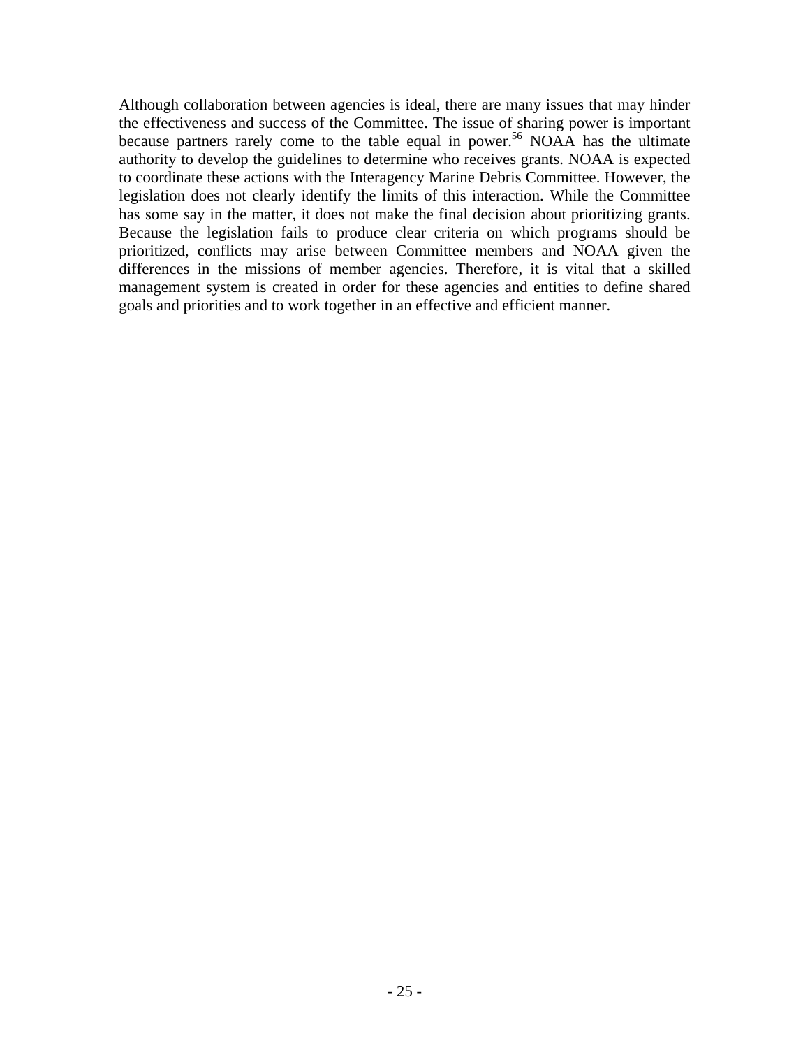Although collaboration between agencies is ideal, there are many issues that may hinder the effectiveness and success of the Committee. The issue of sharing power is important because partners rarely come to the table equal in power.[56] NOAA has the ultimate authority to develop the guidelines to determine who receives grants. NOAA is expected to coordinate these actions with the Interagency Marine Debris Committee. However, the legislation does not clearly identify the limits of this interaction. While the Committee has some say in the matter, it does not make the final decision about prioritizing grants. Because the legislation fails to produce clear criteria on which programs should be prioritized, conflicts may arise between Committee members and NOAA given the differences in the missions of member agencies. Therefore, it is vital that a skilled management system is created in order for these agencies and entities to define shared goals and priorities and to work together in an effective and efficient manner.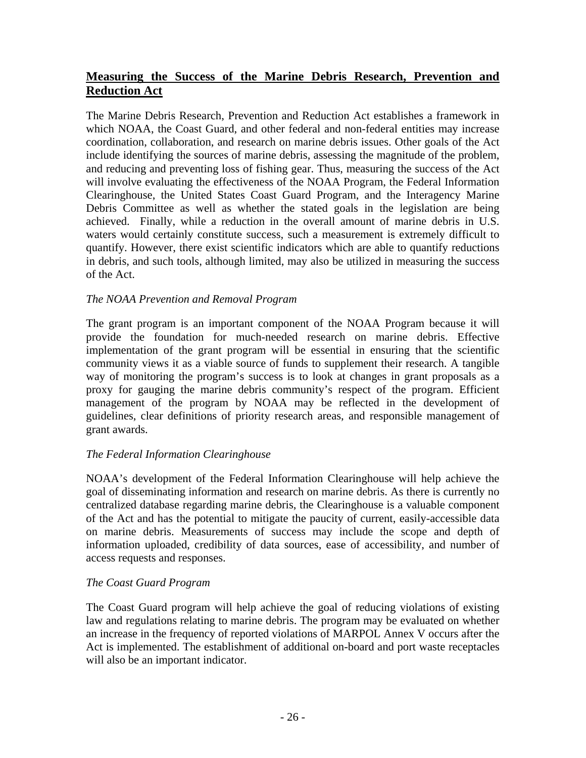## **Measuring the Success of the Marine Debris Research, Prevention and Reduction Act**

The Marine Debris Research, Prevention and Reduction Act establishes a framework in which NOAA, the Coast Guard, and other federal and non-federal entities may increase coordination, collaboration, and research on marine debris issues. Other goals of the Act include identifying the sources of marine debris, assessing the magnitude of the problem, and reducing and preventing loss of fishing gear. Thus, measuring the success of the Act will involve evaluating the effectiveness of the NOAA Program, the Federal Information Clearinghouse, the United States Coast Guard Program, and the Interagency Marine Debris Committee as well as whether the stated goals in the legislation are being achieved. Finally, while a reduction in the overall amount of marine debris in U.S. waters would certainly constitute success, such a measurement is extremely difficult to quantify. However, there exist scientific indicators which are able to quantify reductions in debris, and such tools, although limited, may also be utilized in measuring the success of the Act.

### *The NOAA Prevention and Removal Program*

The grant program is an important component of the NOAA Program because it will provide the foundation for much-needed research on marine debris. Effective implementation of the grant program will be essential in ensuring that the scientific community views it as a viable source of funds to supplement their research. A tangible way of monitoring the program's success is to look at changes in grant proposals as a proxy for gauging the marine debris community's respect of the program. Efficient management of the program by NOAA may be reflected in the development of guidelines, clear definitions of priority research areas, and responsible management of grant awards.

### *The Federal Information Clearinghouse*

NOAA's development of the Federal Information Clearinghouse will help achieve the goal of disseminating information and research on marine debris. As there is currently no centralized database regarding marine debris, the Clearinghouse is a valuable component of the Act and has the potential to mitigate the paucity of current, easily-accessible data on marine debris. Measurements of success may include the scope and depth of information uploaded, credibility of data sources, ease of accessibility, and number of access requests and responses.

### *The Coast Guard Program*

The Coast Guard program will help achieve the goal of reducing violations of existing law and regulations relating to marine debris. The program may be evaluated on whether an increase in the frequency of reported violations of MARPOL Annex V occurs after the Act is implemented. The establishment of additional on-board and port waste receptacles will also be an important indicator.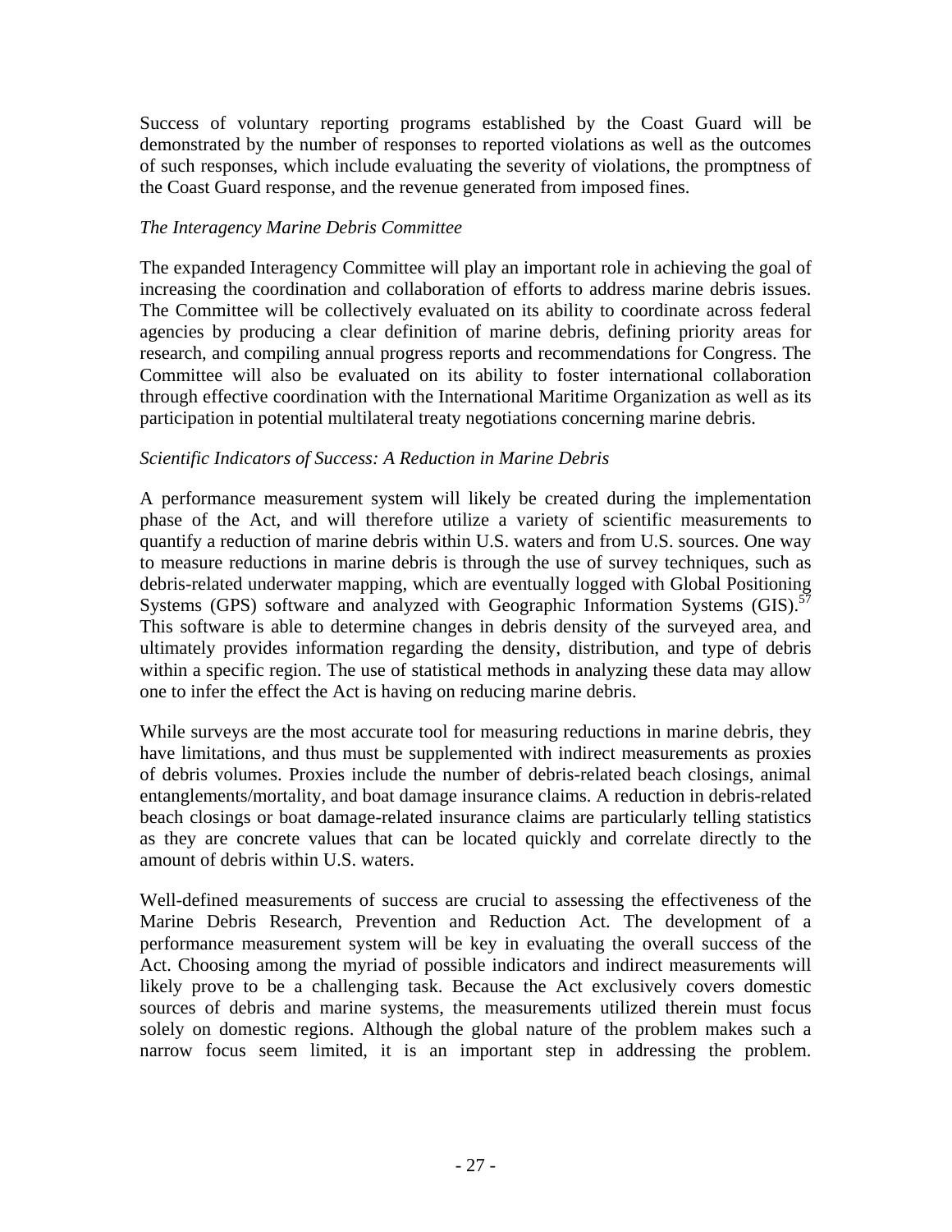Success of voluntary reporting programs established by the Coast Guard will be demonstrated by the number of responses to reported violations as well as the outcomes of such responses, which include evaluating the severity of violations, the promptness of the Coast Guard response, and the revenue generated from imposed fines.

*The Interagency Marine Debris Committee*

The expanded Interagency Committee will play an important role in achieving the goal of increasing the coordination and collaboration of efforts to address marine debris issues. The Committee will be collectively evaluated on its ability to coordinate across federal agencies by producing a clear definition of marine debris, defining priority areas for research, and compiling annual progress reports and recommendations for Congress. The Committee will also be evaluated on its ability to foster international collaboration through effective coordination with the International Maritime Organization as well as its participation in potential multilateral treaty negotiations concerning marine debris.

*Scientific Indicators of Success: A Reduction in Marine Debris*

A performance measurement system will likely be created during the implementation phase of the Act, and will therefore utilize a variety of scientific measurements to quantify a reduction of marine debris within U.S. waters and from U.S. sources. One way to measure reductions in marine debris is through the use of survey techniques, such as debris-related underwater mapping, which are eventually logged with Global Positioning Systems (GPS) software and analyzed with Geographic Information Systems (GIS).[57] This software is able to determine changes in debris density of the surveyed area, and ultimately provides information regarding the density, distribution, and type of debris within a specific region. The use of statistical methods in analyzing these data may allow one to infer the effect the Act is having on reducing marine debris.

While surveys are the most accurate tool for measuring reductions in marine debris, they have limitations, and thus must be supplemented with indirect measurements as proxies of debris volumes. Proxies include the number of debris-related beach closings, animal entanglements/mortality, and boat damage insurance claims. A reduction in debris-related beach closings or boat damage-related insurance claims are particularly telling statistics as they are concrete values that can be located quickly and correlate directly to the amount of debris within U.S. waters.

Well-defined measurements of success are crucial to assessing the effectiveness of the Marine Debris Research, Prevention and Reduction Act. The development of a performance measurement system will be key in evaluating the overall success of the Act. Choosing among the myriad of possible indicators and indirect measurements will likely prove to be a challenging task. Because the Act exclusively covers domestic sources of debris and marine systems, the measurements utilized therein must focus solely on domestic regions. Although the global nature of the problem makes such a narrow focus seem limited, it is an important step in addressing the problem.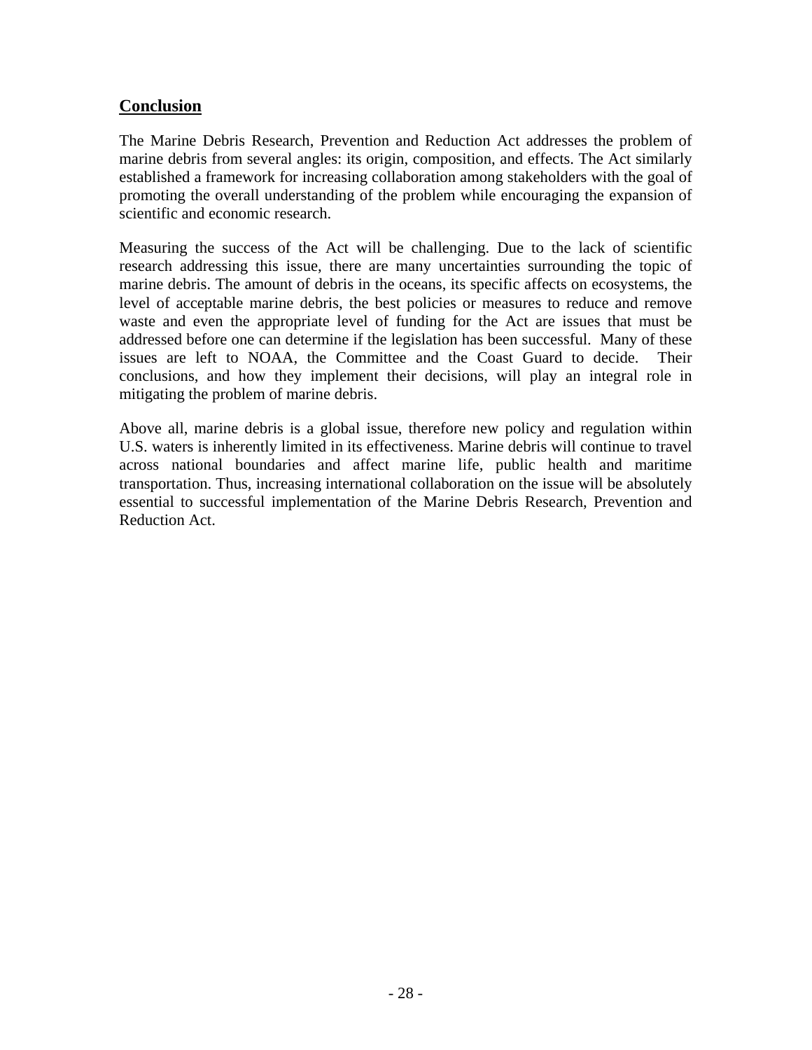## Conclusion

The Marine Debris Research, Prevention and Reduction Act addresses the problem of marine debris from several angles: its origin, composition, and effects. The Act similarly established a framework for increasing collaboration among stakeholders with the goal of promoting the overall understanding of the problem while encouraging the expansion of scientific and economic research.

Measuring the success of the Act will be challenging. Due to the lack of scientific research addressing this issue, there are many uncertainties surrounding the topic of marine debris. The amount of debris in the oceans, its specific affects on ecosystems, the level of acceptable marine debris, the best policies or measures to reduce and remove waste and even the appropriate level of funding for the Act are issues that must be addressed before one can determine if the legislation has been successful. Many of these issues are left to NOAA, the Committee and the Coast Guard to decide. Their conclusions, and how they implement their decisions, will play an integral role in mitigating the problem of marine debris.

Above all, marine debris is a global issue, therefore new policy and regulation within U.S. waters is inherently limited in its effectiveness. Marine debris will continue to travel across national boundaries and affect marine life, public health and maritime transportation. Thus, increasing international collaboration on the issue will be absolutely essential to successful implementation of the Marine Debris Research, Prevention and Reduction Act.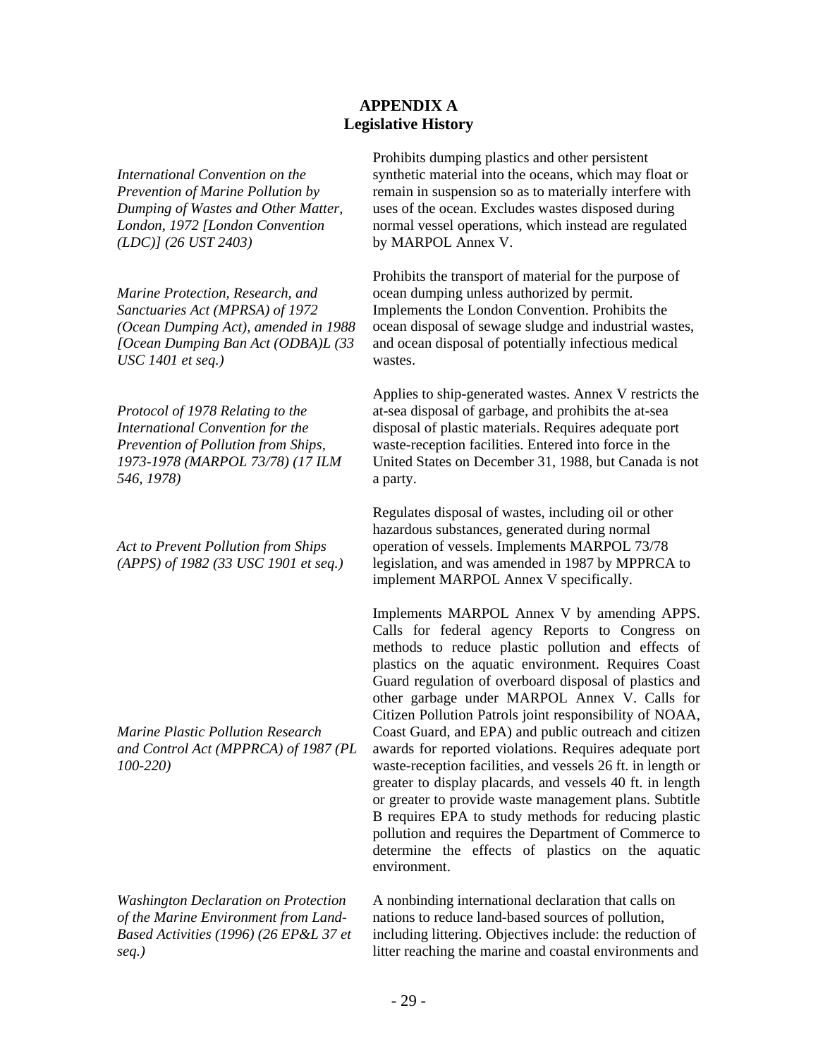# APPENDIX A
## Legislative History

| | |
|---|---|
| *International Convention on the Prevention of Marine Pollution by Dumping of Wastes and Other Matter, London, 1972 [London Convention (LDC)] (26 UST 2403)* | Prohibits dumping plastics and other persistent synthetic material into the oceans, which may float or remain in suspension so as to materially interfere with uses of the ocean. Excludes wastes disposed during normal vessel operations, which instead are regulated by MARPOL Annex V. |
| *Marine Protection, Research, and Sanctuaries Act (MPRSA) of 1972 (Ocean Dumping Act), amended in 1988 [Ocean Dumping Ban Act (ODBA)L (33 USC 1401 et seq.)* | Prohibits the transport of material for the purpose of ocean dumping unless authorized by permit. Implements the London Convention. Prohibits the ocean disposal of sewage sludge and industrial wastes, and ocean disposal of potentially infectious medical wastes. |
| *Protocol of 1978 Relating to the International Convention for the Prevention of Pollution from Ships, 1973-1978 (MARPOL 73/78) (17 ILM 546, 1978)* | Applies to ship-generated wastes. Annex V restricts the at-sea disposal of garbage, and prohibits the at-sea disposal of plastic materials. Requires adequate port waste-reception facilities. Entered into force in the United States on December 31, 1988, but Canada is not a party. |
| *Act to Prevent Pollution from Ships (APPS) of 1982 (33 USC 1901 et seq.)* | Regulates disposal of wastes, including oil or other hazardous substances, generated during normal operation of vessels. Implements MARPOL 73/78 legislation, and was amended in 1987 by MPPRCA to implement MARPOL Annex V specifically. |
| *Marine Plastic Pollution Research and Control Act (MPPRCA) of 1987 (PL 100-220)* | Implements MARPOL Annex V by amending APPS. Calls for federal agency Reports to Congress on methods to reduce plastic pollution and effects of plastics on the aquatic environment. Requires Coast Guard regulation of overboard disposal of plastics and other garbage under MARPOL Annex V. Calls for Citizen Pollution Patrols joint responsibility of NOAA, Coast Guard, and EPA) and public outreach and citizen awards for reported violations. Requires adequate port waste-reception facilities, and vessels 26 ft. in length or greater to display placards, and vessels 40 ft. in length or greater to provide waste management plans. Subtitle B requires EPA to study methods for reducing plastic pollution and requires the Department of Commerce to determine the effects of plastics on the aquatic environment. |
| *Washington Declaration on Protection of the Marine Environment from Land-Based Activities (1996) (26 EP&L 37 et seq.)* | A nonbinding international declaration that calls on nations to reduce land-based sources of pollution, including littering. Objectives include: the reduction of litter reaching the marine and coastal environments and |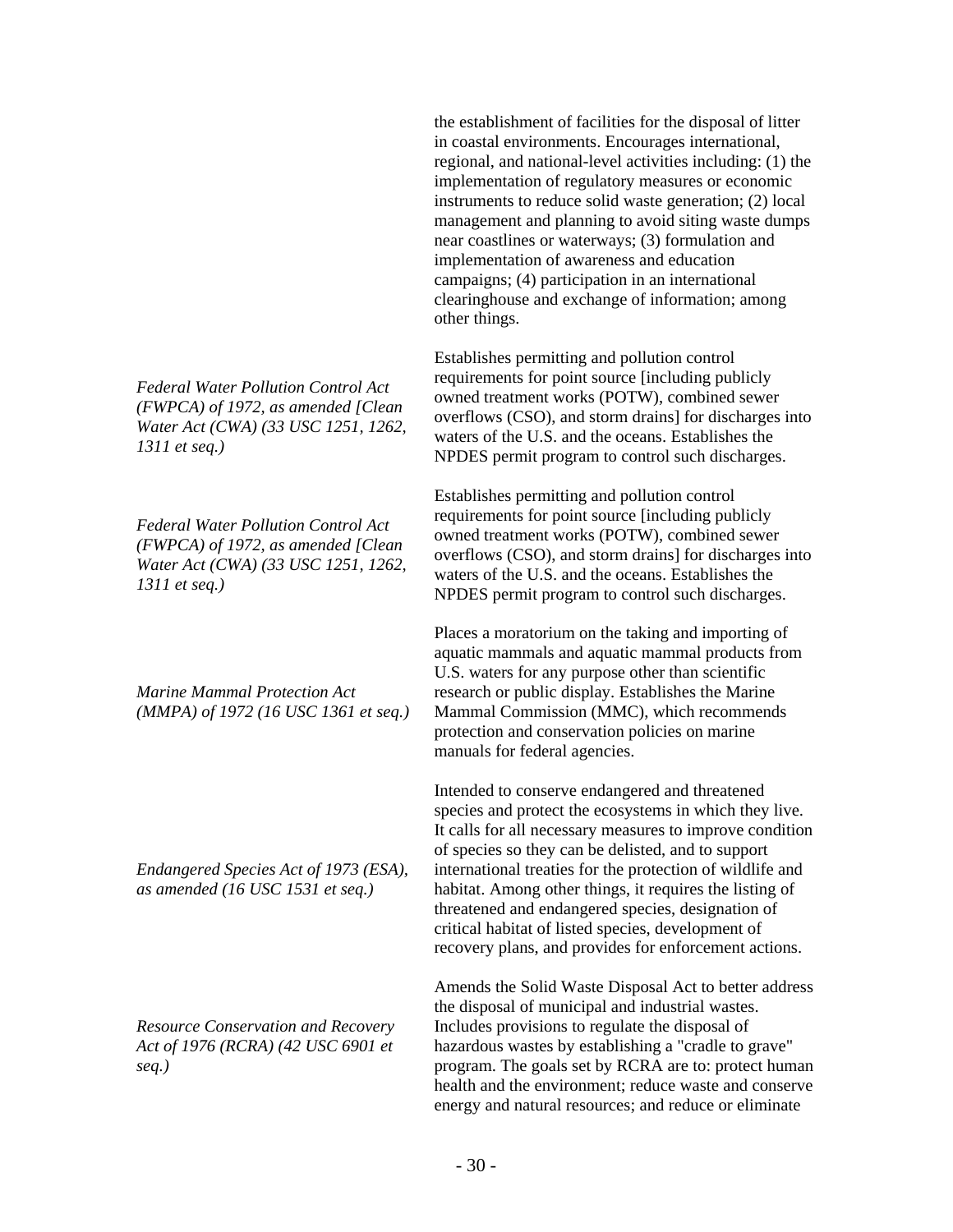| | |
|---|---|
| | the establishment of facilities for the disposal of litter in coastal environments. Encourages international, regional, and national-level activities including: (1) the implementation of regulatory measures or economic instruments to reduce solid waste generation; (2) local management and planning to avoid siting waste dumps near coastlines or waterways; (3) formulation and implementation of awareness and education campaigns; (4) participation in an international clearinghouse and exchange of information; among other things. |
| *Federal Water Pollution Control Act (FWPCA) of 1972, as amended [Clean Water Act (CWA) (33 USC 1251, 1262, 1311 et seq.)* | Establishes permitting and pollution control requirements for point source [including publicly owned treatment works (POTW), combined sewer overflows (CSO), and storm drains] for discharges into waters of the U.S. and the oceans. Establishes the NPDES permit program to control such discharges. |
| *Federal Water Pollution Control Act (FWPCA) of 1972, as amended [Clean Water Act (CWA) (33 USC 1251, 1262, 1311 et seq.)* | Establishes permitting and pollution control requirements for point source [including publicly owned treatment works (POTW), combined sewer overflows (CSO), and storm drains] for discharges into waters of the U.S. and the oceans. Establishes the NPDES permit program to control such discharges. |
| *Marine Mammal Protection Act (MMPA) of 1972 (16 USC 1361 et seq.)* | Places a moratorium on the taking and importing of aquatic mammals and aquatic mammal products from U.S. waters for any purpose other than scientific research or public display. Establishes the Marine Mammal Commission (MMC), which recommends protection and conservation policies on marine manuals for federal agencies. |
| *Endangered Species Act of 1973 (ESA), as amended (16 USC 1531 et seq.)* | Intended to conserve endangered and threatened species and protect the ecosystems in which they live. It calls for all necessary measures to improve condition of species so they can be delisted, and to support international treaties for the protection of wildlife and habitat. Among other things, it requires the listing of threatened and endangered species, designation of critical habitat of listed species, development of recovery plans, and provides for enforcement actions. |
| *Resource Conservation and Recovery Act of 1976 (RCRA) (42 USC 6901 et seq.)* | Amends the Solid Waste Disposal Act to better address the disposal of municipal and industrial wastes. Includes provisions to regulate the disposal of hazardous wastes by establishing a "cradle to grave" program. The goals set by RCRA are to: protect human health and the environment; reduce waste and conserve energy and natural resources; and reduce or eliminate |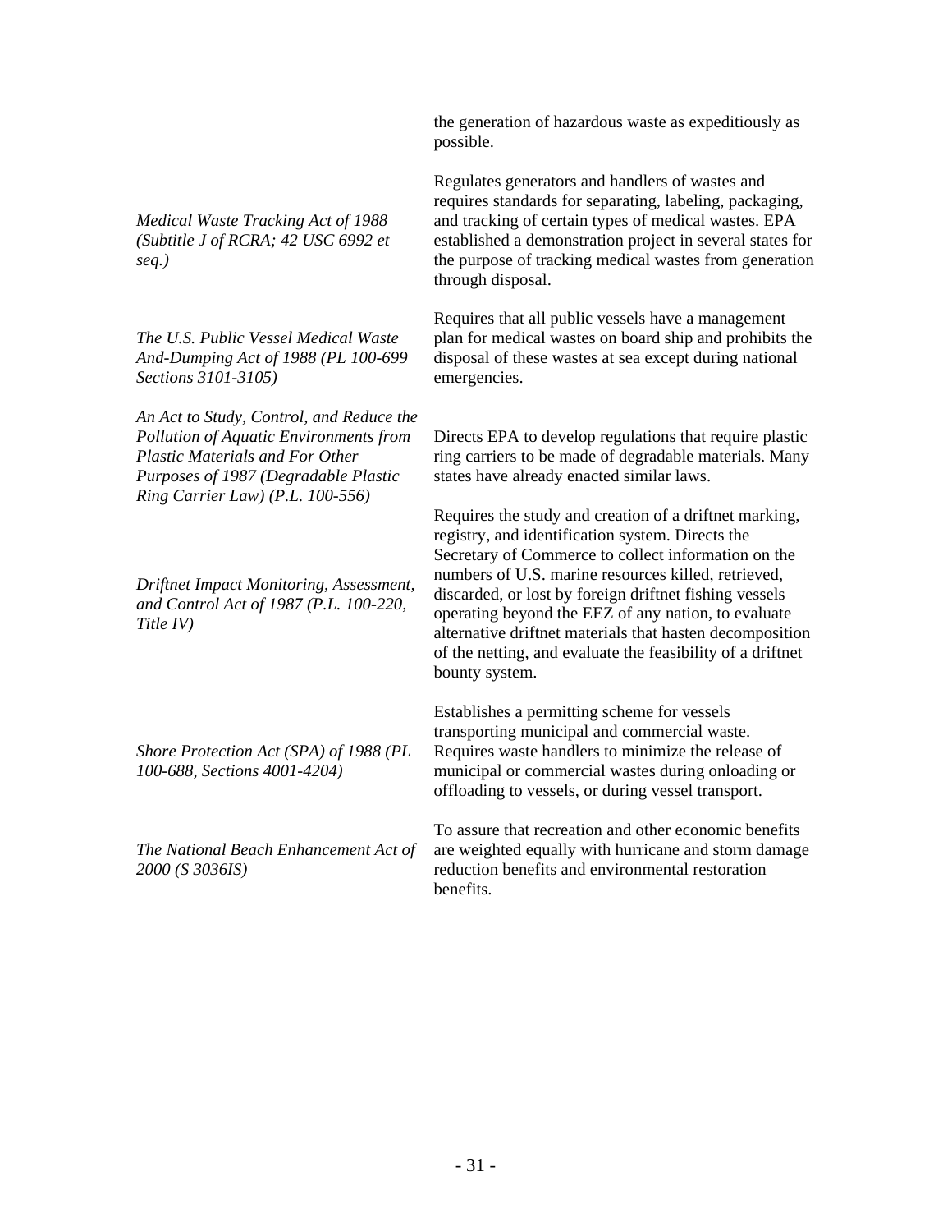| | |
|---|---|
| | the generation of hazardous waste as expeditiously as possible. |
| *Medical Waste Tracking Act of 1988 (Subtitle J of RCRA; 42 USC 6992 et seq.)* | Regulates generators and handlers of wastes and requires standards for separating, labeling, packaging, and tracking of certain types of medical wastes. EPA established a demonstration project in several states for the purpose of tracking medical wastes from generation through disposal. |
| *The U.S. Public Vessel Medical Waste And-Dumping Act of 1988 (PL 100-699 Sections 3101-3105)* | Requires that all public vessels have a management plan for medical wastes on board ship and prohibits the disposal of these wastes at sea except during national emergencies. |
| *An Act to Study, Control, and Reduce the Pollution of Aquatic Environments from Plastic Materials and For Other Purposes of 1987 (Degradable Plastic Ring Carrier Law) (P.L. 100-556)* | Directs EPA to develop regulations that require plastic ring carriers to be made of degradable materials. Many states have already enacted similar laws. |
| *Driftnet Impact Monitoring, Assessment, and Control Act of 1987 (P.L. 100-220, Title IV)* | Requires the study and creation of a driftnet marking, registry, and identification system. Directs the Secretary of Commerce to collect information on the numbers of U.S. marine resources killed, retrieved, discarded, or lost by foreign driftnet fishing vessels operating beyond the EEZ of any nation, to evaluate alternative driftnet materials that hasten decomposition of the netting, and evaluate the feasibility of a driftnet bounty system. |
| *Shore Protection Act (SPA) of 1988 (PL 100-688, Sections 4001-4204)* | Establishes a permitting scheme for vessels transporting municipal and commercial waste. Requires waste handlers to minimize the release of municipal or commercial wastes during onloading or offloading to vessels, or during vessel transport. |
| *The National Beach Enhancement Act of 2000 (S 3036IS)* | To assure that recreation and other economic benefits are weighted equally with hurricane and storm damage reduction benefits and environmental restoration benefits. |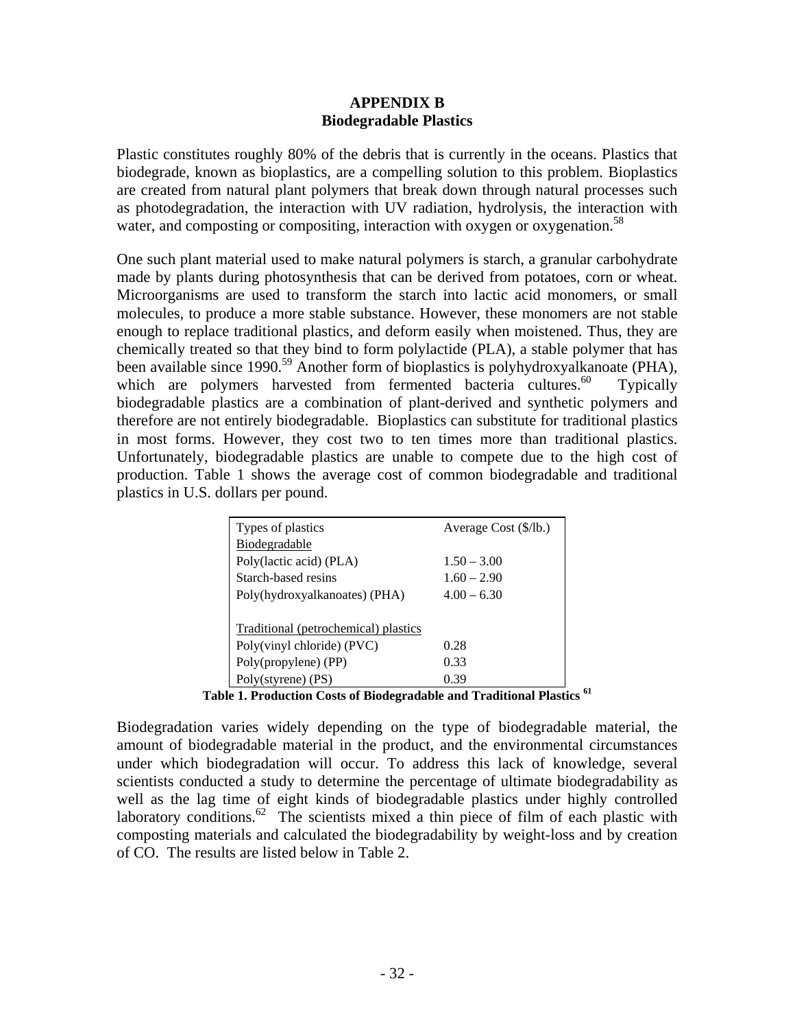# APPENDIX B
## Biodegradable Plastics

Plastic constitutes roughly 80% of the debris that is currently in the oceans. Plastics that biodegrade, known as bioplastics, are a compelling solution to this problem. Bioplastics are created from natural plant polymers that break down through natural processes such as photodegradation, the interaction with UV radiation, hydrolysis, the interaction with water, and composting or compositing, interaction with oxygen or oxygenation.[58]

One such plant material used to make natural polymers is starch, a granular carbohydrate made by plants during photosynthesis that can be derived from potatoes, corn or wheat. Microorganisms are used to transform the starch into lactic acid monomers, or small molecules, to produce a more stable substance. However, these monomers are not stable enough to replace traditional plastics, and deform easily when moistened. Thus, they are chemically treated so that they bind to form polylactide (PLA), a stable polymer that has been available since 1990.[59] Another form of bioplastics is polyhydroxyalkanoate (PHA), which are polymers harvested from fermented bacteria cultures.[60] Typically biodegradable plastics are a combination of plant-derived and synthetic polymers and therefore are not entirely biodegradable. Bioplastics can substitute for traditional plastics in most forms. However, they cost two to ten times more than traditional plastics. Unfortunately, biodegradable plastics are unable to compete due to the high cost of production. Table 1 shows the average cost of common biodegradable and traditional plastics in U.S. dollars per pound.

| Types of plastics | Average Cost ($/lb.) |
|---|---|
| Biodegradable | |
| Poly(lactic acid) (PLA) | 1.50 – 3.00 |
| Starch-based resins | 1.60 – 2.90 |
| Poly(hydroxyalkanoates) (PHA) | 4.00 – 6.30 |
| | |
| Traditional (petrochemical) plastics | |
| Poly(vinyl chloride) (PVC) | 0.28 |
| Poly(propylene) (PP) | 0.33 |
| Poly(styrene) (PS) | 0.39 |

**Table 1. Production Costs of Biodegradable and Traditional Plastics [61]**

Biodegradation varies widely depending on the type of biodegradable material, the amount of biodegradable material in the product, and the environmental circumstances under which biodegradation will occur. To address this lack of knowledge, several scientists conducted a study to determine the percentage of ultimate biodegradability as well as the lag time of eight kinds of biodegradable plastics under highly controlled laboratory conditions.[62] The scientists mixed a thin piece of film of each plastic with composting materials and calculated the biodegradability by weight-loss and by creation of CO. The results are listed below in Table 2.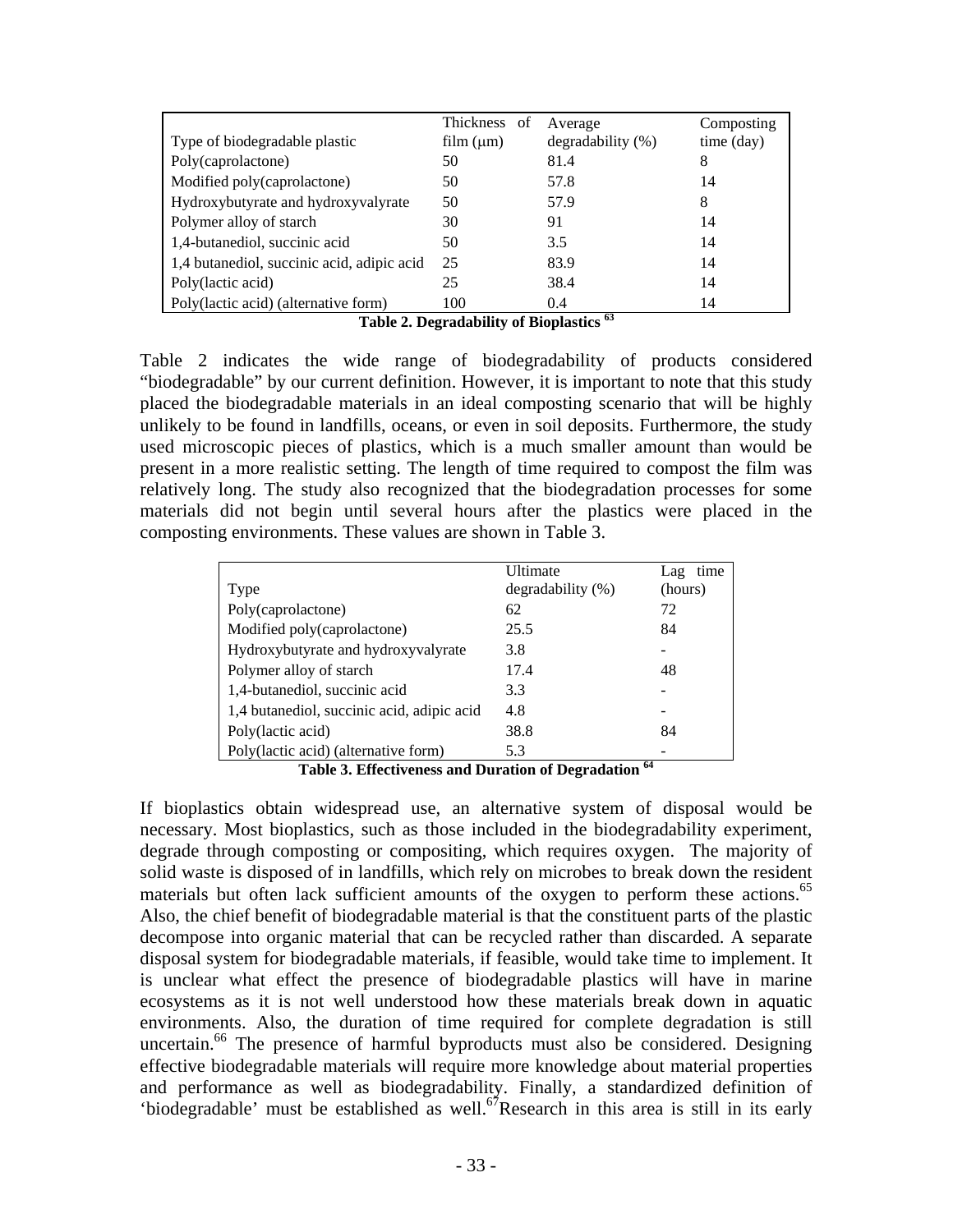| Type of biodegradable plastic | Thickness of film (μm) | Average degradability (%) | Composting time (day) |
|---|---|---|---|
| Poly(caprolactone) | 50 | 81.4 | 8 |
| Modified poly(caprolactone) | 50 | 57.8 | 14 |
| Hydroxybutyrate and hydroxyvalyrate | 50 | 57.9 | 8 |
| Polymer alloy of starch | 30 | 91 | 14 |
| 1,4-butanediol, succinic acid | 50 | 3.5 | 14 |
| 1,4 butanediol, succinic acid, adipic acid | 25 | 83.9 | 14 |
| Poly(lactic acid) | 25 | 38.4 | 14 |
| Poly(lactic acid) (alternative form) | 100 | 0.4 | 14 |

**Table 2. Degradability of Bioplastics [63]**

Table 2 indicates the wide range of biodegradability of products considered "biodegradable" by our current definition. However, it is important to note that this study placed the biodegradable materials in an ideal composting scenario that will be highly unlikely to be found in landfills, oceans, or even in soil deposits. Furthermore, the study used microscopic pieces of plastics, which is a much smaller amount than would be present in a more realistic setting. The length of time required to compost the film was relatively long. The study also recognized that the biodegradation processes for some materials did not begin until several hours after the plastics were placed in the composting environments. These values are shown in Table 3.

| Type | Ultimate degradability (%) | Lag time (hours) |
|---|---|---|
| Poly(caprolactone) | 62 | 72 |
| Modified poly(caprolactone) | 25.5 | 84 |
| Hydroxybutyrate and hydroxyvalyrate | 3.8 | - |
| Polymer alloy of starch | 17.4 | 48 |
| 1,4-butanediol, succinic acid | 3.3 | - |
| 1,4 butanediol, succinic acid, adipic acid | 4.8 | - |
| Poly(lactic acid) | 38.8 | 84 |
| Poly(lactic acid) (alternative form) | 5.3 | - |

**Table 3. Effectiveness and Duration of Degradation [64]**

If bioplastics obtain widespread use, an alternative system of disposal would be necessary. Most bioplastics, such as those included in the biodegradability experiment, degrade through composting or compositing, which requires oxygen. The majority of solid waste is disposed of in landfills, which rely on microbes to break down the resident materials but often lack sufficient amounts of the oxygen to perform these actions.[65] Also, the chief benefit of biodegradable material is that the constituent parts of the plastic decompose into organic material that can be recycled rather than discarded. A separate disposal system for biodegradable materials, if feasible, would take time to implement. It is unclear what effect the presence of biodegradable plastics will have in marine ecosystems as it is not well understood how these materials break down in aquatic environments. Also, the duration of time required for complete degradation is still uncertain.[66] The presence of harmful byproducts must also be considered. Designing effective biodegradable materials will require more knowledge about material properties and performance as well as biodegradability. Finally, a standardized definition of 'biodegradable' must be established as well.[67] Research in this area is still in its early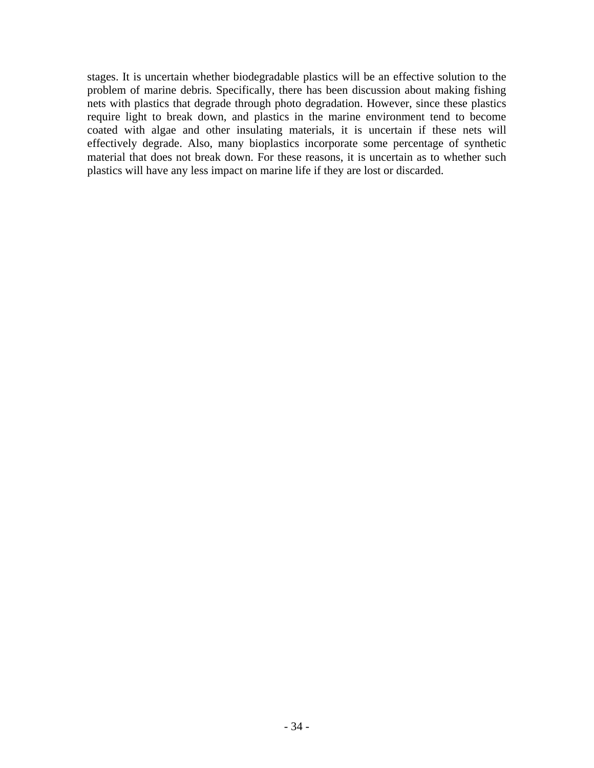stages. It is uncertain whether biodegradable plastics will be an effective solution to the problem of marine debris. Specifically, there has been discussion about making fishing nets with plastics that degrade through photo degradation. However, since these plastics require light to break down, and plastics in the marine environment tend to become coated with algae and other insulating materials, it is uncertain if these nets will effectively degrade. Also, many bioplastics incorporate some percentage of synthetic material that does not break down. For these reasons, it is uncertain as to whether such plastics will have any less impact on marine life if they are lost or discarded.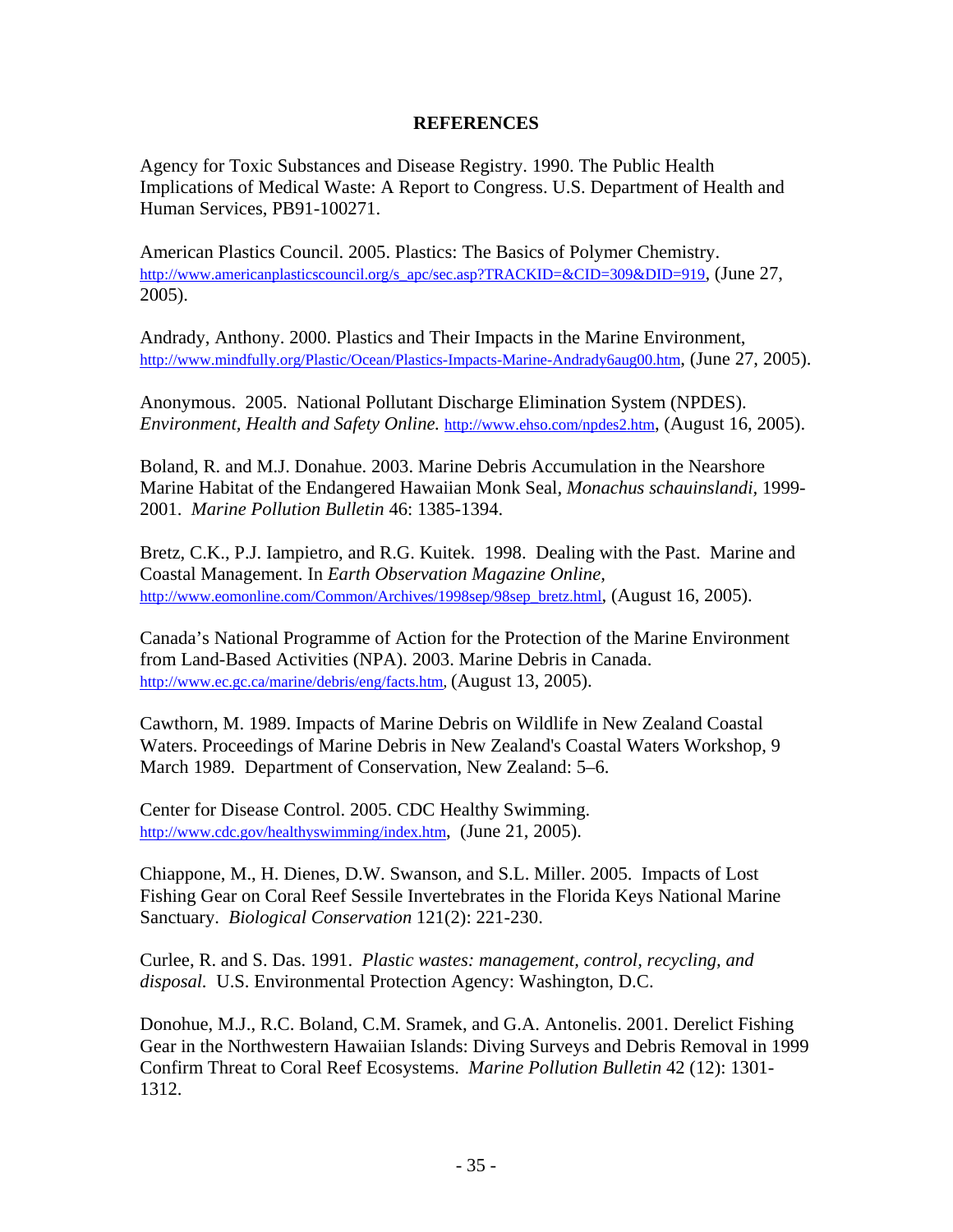# REFERENCES

Agency for Toxic Substances and Disease Registry. 1990. The Public Health Implications of Medical Waste: A Report to Congress. U.S. Department of Health and Human Services, PB91-100271.

American Plastics Council. 2005. Plastics: The Basics of Polymer Chemistry. http://www.americanplasticscouncil.org/s_apc/sec.asp?TRACKID=&CID=309&DID=919, (June 27, 2005).

Andrady, Anthony. 2000. Plastics and Their Impacts in the Marine Environment, http://www.mindfully.org/Plastic/Ocean/Plastics-Impacts-Marine-Andrady6aug00.htm, (June 27, 2005).

Anonymous. 2005. National Pollutant Discharge Elimination System (NPDES). *Environment, Health and Safety Online.* http://www.ehso.com/npdes2.htm, (August 16, 2005).

Boland, R. and M.J. Donahue. 2003. Marine Debris Accumulation in the Nearshore Marine Habitat of the Endangered Hawaiian Monk Seal, *Monachus schauinslandi,* 1999-2001. *Marine Pollution Bulletin* 46: 1385-1394.

Bretz, C.K., P.J. Iampietro, and R.G. Kuitek. 1998. Dealing with the Past. Marine and Coastal Management. In *Earth Observation Magazine Online,* http://www.eomonline.com/Common/Archives/1998sep/98sep_bretz.html, (August 16, 2005).

Canada's National Programme of Action for the Protection of the Marine Environment from Land-Based Activities (NPA). 2003. Marine Debris in Canada. http://www.ec.gc.ca/marine/debris/eng/facts.htm, (August 13, 2005).

Cawthorn, M. 1989. Impacts of Marine Debris on Wildlife in New Zealand Coastal Waters. Proceedings of Marine Debris in New Zealand's Coastal Waters Workshop, 9 March 1989. Department of Conservation, New Zealand: 5–6.

Center for Disease Control. 2005. CDC Healthy Swimming. http://www.cdc.gov/healthyswimming/index.htm, (June 21, 2005).

Chiappone, M., H. Dienes, D.W. Swanson, and S.L. Miller. 2005. Impacts of Lost Fishing Gear on Coral Reef Sessile Invertebrates in the Florida Keys National Marine Sanctuary. *Biological Conservation* 121(2): 221-230.

Curlee, R. and S. Das. 1991. *Plastic wastes: management, control, recycling, and disposal.* U.S. Environmental Protection Agency: Washington, D.C.

Donohue, M.J., R.C. Boland, C.M. Sramek, and G.A. Antonelis. 2001. Derelict Fishing Gear in the Northwestern Hawaiian Islands: Diving Surveys and Debris Removal in 1999 Confirm Threat to Coral Reef Ecosystems. *Marine Pollution Bulletin* 42 (12): 1301-1312.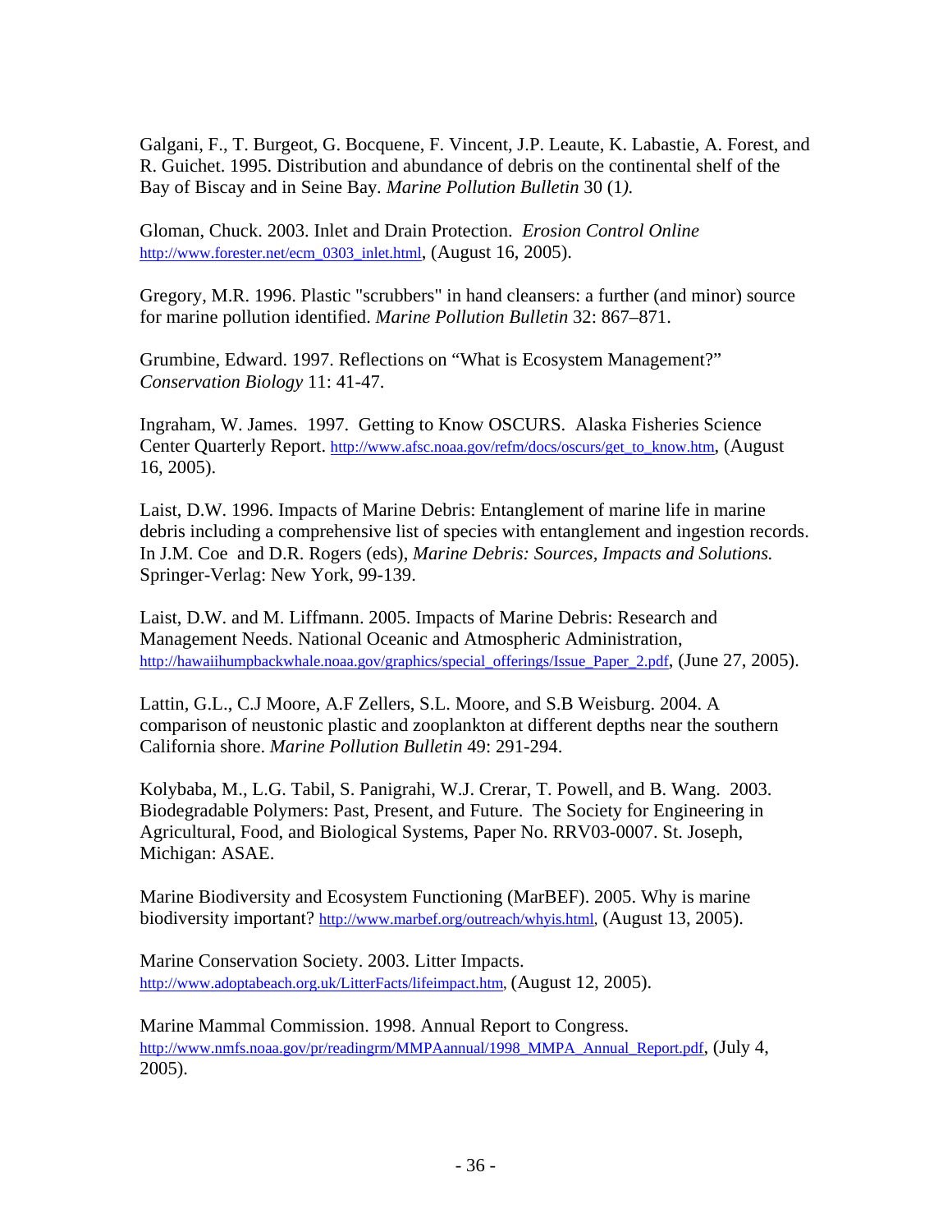Galgani, F., T. Burgeot, G. Bocquene, F. Vincent, J.P. Leaute, K. Labastie, A. Forest, and R. Guichet. 1995. Distribution and abundance of debris on the continental shelf of the Bay of Biscay and in Seine Bay. *Marine Pollution Bulletin* 30 (1*).*

Gloman, Chuck. 2003. Inlet and Drain Protection. *Erosion Control Online* http://www.forester.net/ecm_0303_inlet.html, (August 16, 2005).

Gregory, M.R. 1996. Plastic "scrubbers" in hand cleansers: a further (and minor) source for marine pollution identified. *Marine Pollution Bulletin* 32: 867–871.

Grumbine, Edward. 1997. Reflections on "What is Ecosystem Management?" *Conservation Biology* 11: 41-47.

Ingraham, W. James. 1997. Getting to Know OSCURS. Alaska Fisheries Science Center Quarterly Report. http://www.afsc.noaa.gov/refm/docs/oscurs/get_to_know.htm, (August 16, 2005).

Laist, D.W. 1996. Impacts of Marine Debris: Entanglement of marine life in marine debris including a comprehensive list of species with entanglement and ingestion records. In J.M. Coe and D.R. Rogers (eds), *Marine Debris: Sources, Impacts and Solutions.* Springer-Verlag: New York, 99-139.

Laist, D.W. and M. Liffmann. 2005. Impacts of Marine Debris: Research and Management Needs. National Oceanic and Atmospheric Administration, http://hawaiihumpbackwhale.noaa.gov/graphics/special_offerings/Issue_Paper_2.pdf, (June 27, 2005).

Lattin, G.L., C.J Moore, A.F Zellers, S.L. Moore, and S.B Weisburg. 2004. A comparison of neustonic plastic and zooplankton at different depths near the southern California shore. *Marine Pollution Bulletin* 49: 291-294.

Kolybaba, M., L.G. Tabil, S. Panigrahi, W.J. Crerar, T. Powell, and B. Wang. 2003. Biodegradable Polymers: Past, Present, and Future. The Society for Engineering in Agricultural, Food, and Biological Systems, Paper No. RRV03-0007. St. Joseph, Michigan: ASAE.

Marine Biodiversity and Ecosystem Functioning (MarBEF). 2005. Why is marine biodiversity important? http://www.marbef.org/outreach/whyis.html, (August 13, 2005).

Marine Conservation Society. 2003. Litter Impacts. http://www.adoptabeach.org.uk/LitterFacts/lifeimpact.htm, (August 12, 2005).

Marine Mammal Commission. 1998. Annual Report to Congress. http://www.nmfs.noaa.gov/pr/readingrm/MMPAannual/1998_MMPA_Annual_Report.pdf, (July 4, 2005).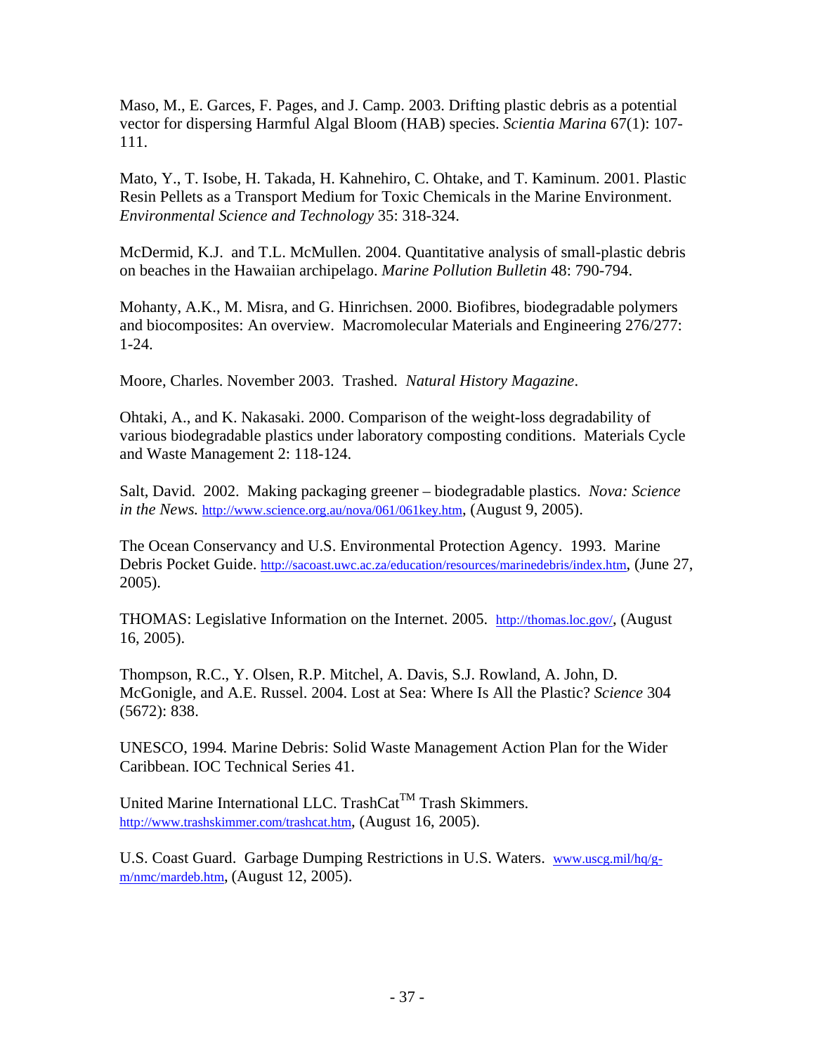Maso, M., E. Garces, F. Pages, and J. Camp. 2003. Drifting plastic debris as a potential vector for dispersing Harmful Algal Bloom (HAB) species. *Scientia Marina* 67(1): 107-111.

Mato, Y., T. Isobe, H. Takada, H. Kahnehiro, C. Ohtake, and T. Kaminum. 2001. Plastic Resin Pellets as a Transport Medium for Toxic Chemicals in the Marine Environment. *Environmental Science and Technology* 35: 318-324.

McDermid, K.J. and T.L. McMullen. 2004. Quantitative analysis of small-plastic debris on beaches in the Hawaiian archipelago. *Marine Pollution Bulletin* 48: 790-794.

Mohanty, A.K., M. Misra, and G. Hinrichsen. 2000. Biofibres, biodegradable polymers and biocomposites: An overview. Macromolecular Materials and Engineering 276/277: 1-24.

Moore, Charles. November 2003. Trashed. *Natural History Magazine*.

Ohtaki, A., and K. Nakasaki. 2000. Comparison of the weight-loss degradability of various biodegradable plastics under laboratory composting conditions. Materials Cycle and Waste Management 2: 118-124.

Salt, David. 2002. Making packaging greener – biodegradable plastics. *Nova: Science in the News.* http://www.science.org.au/nova/061/061key.htm, (August 9, 2005).

The Ocean Conservancy and U.S. Environmental Protection Agency. 1993. Marine Debris Pocket Guide. http://sacoast.uwc.ac.za/education/resources/marinedebris/index.htm, (June 27, 2005).

THOMAS: Legislative Information on the Internet. 2005. http://thomas.loc.gov/, (August 16, 2005).

Thompson, R.C., Y. Olsen, R.P. Mitchel, A. Davis, S.J. Rowland, A. John, D. McGonigle, and A.E. Russel. 2004. Lost at Sea: Where Is All the Plastic? *Science* 304 (5672): 838.

UNESCO, 1994. Marine Debris: Solid Waste Management Action Plan for the Wider Caribbean. IOC Technical Series 41.

United Marine International LLC. TrashCat™ Trash Skimmers. http://www.trashskimmer.com/trashcat.htm, (August 16, 2005).

U.S. Coast Guard. Garbage Dumping Restrictions in U.S. Waters. www.uscg.mil/hq/g-m/nmc/mardeb.htm, (August 12, 2005).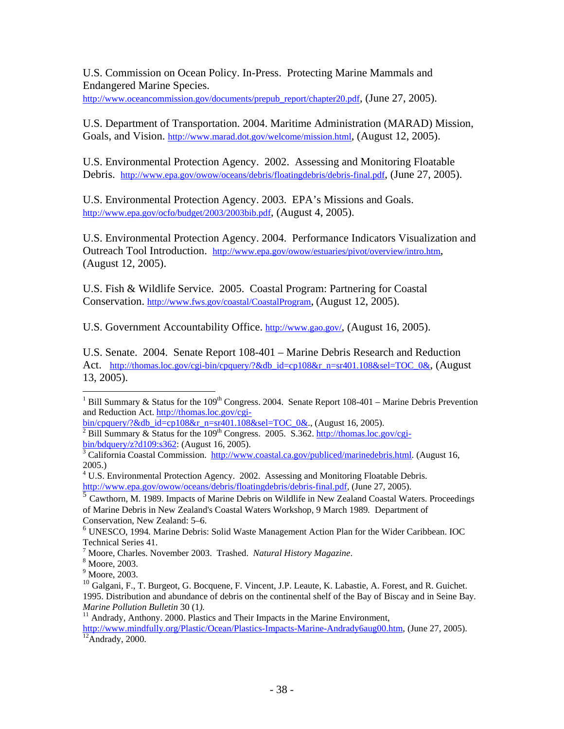U.S. Commission on Ocean Policy. In-Press. Protecting Marine Mammals and Endangered Marine Species. http://www.oceancommission.gov/documents/prepub_report/chapter20.pdf, (June 27, 2005).

U.S. Department of Transportation. 2004. Maritime Administration (MARAD) Mission, Goals, and Vision. http://www.marad.dot.gov/welcome/mission.html, (August 12, 2005).

U.S. Environmental Protection Agency. 2002. Assessing and Monitoring Floatable Debris. http://www.epa.gov/owow/oceans/debris/floatingdebris/debris-final.pdf, (June 27, 2005).

U.S. Environmental Protection Agency. 2003. EPA's Missions and Goals. http://www.epa.gov/ocfo/budget/2003/2003bib.pdf, (August 4, 2005).

U.S. Environmental Protection Agency. 2004. Performance Indicators Visualization and Outreach Tool Introduction. http://www.epa.gov/owow/estuaries/pivot/overview/intro.htm, (August 12, 2005).

U.S. Fish & Wildlife Service. 2005. Coastal Program: Partnering for Coastal Conservation. http://www.fws.gov/coastal/CoastalProgram, (August 12, 2005).

U.S. Government Accountability Office. http://www.gao.gov/, (August 16, 2005).

U.S. Senate. 2004. Senate Report 108-401 – Marine Debris Research and Reduction Act. http://thomas.loc.gov/cgi-bin/cpquery/?&db_id=cp108&r_n=sr401.108&sel=TOC_0&, (August 13, 2005).

---

[1] Bill Summary & Status for the 109th Congress. 2004. Senate Report 108-401 – Marine Debris Prevention and Reduction Act. http://thomas.loc.gov/cgi-bin/cpquery/?&db_id=cp108&r_n=sr401.108&sel=TOC_0&., (August 16, 2005).

[2] Bill Summary & Status for the 109th Congress. 2005. S.362. http://thomas.loc.gov/cgi-bin/bdquery/z?d109:s362: (August 16, 2005).

[3] California Coastal Commission. http://www.coastal.ca.gov/publiced/marinedebris.html. (August 16, 2005.)

[4] U.S. Environmental Protection Agency. 2002. Assessing and Monitoring Floatable Debris. http://www.epa.gov/owow/oceans/debris/floatingdebris/debris-final.pdf, (June 27, 2005).

[5] Cawthorn, M. 1989. Impacts of Marine Debris on Wildlife in New Zealand Coastal Waters. Proceedings of Marine Debris in New Zealand's Coastal Waters Workshop, 9 March 1989. Department of Conservation, New Zealand: 5–6.

[6] UNESCO, 1994. Marine Debris: Solid Waste Management Action Plan for the Wider Caribbean. IOC Technical Series 41.

[7] Moore, Charles. November 2003. Trashed. *Natural History Magazine*.

[8] Moore, 2003.

[9] Moore, 2003.

[10] Galgani, F., T. Burgeot, G. Bocquene, F. Vincent, J.P. Leaute, K. Labastie, A. Forest, and R. Guichet. 1995. Distribution and abundance of debris on the continental shelf of the Bay of Biscay and in Seine Bay. *Marine Pollution Bulletin* 30 (1).

[11] Andrady, Anthony. 2000. Plastics and Their Impacts in the Marine Environment, http://www.mindfully.org/Plastic/Ocean/Plastics-Impacts-Marine-Andrady6aug00.htm, (June 27, 2005).

[12] Andrady, 2000.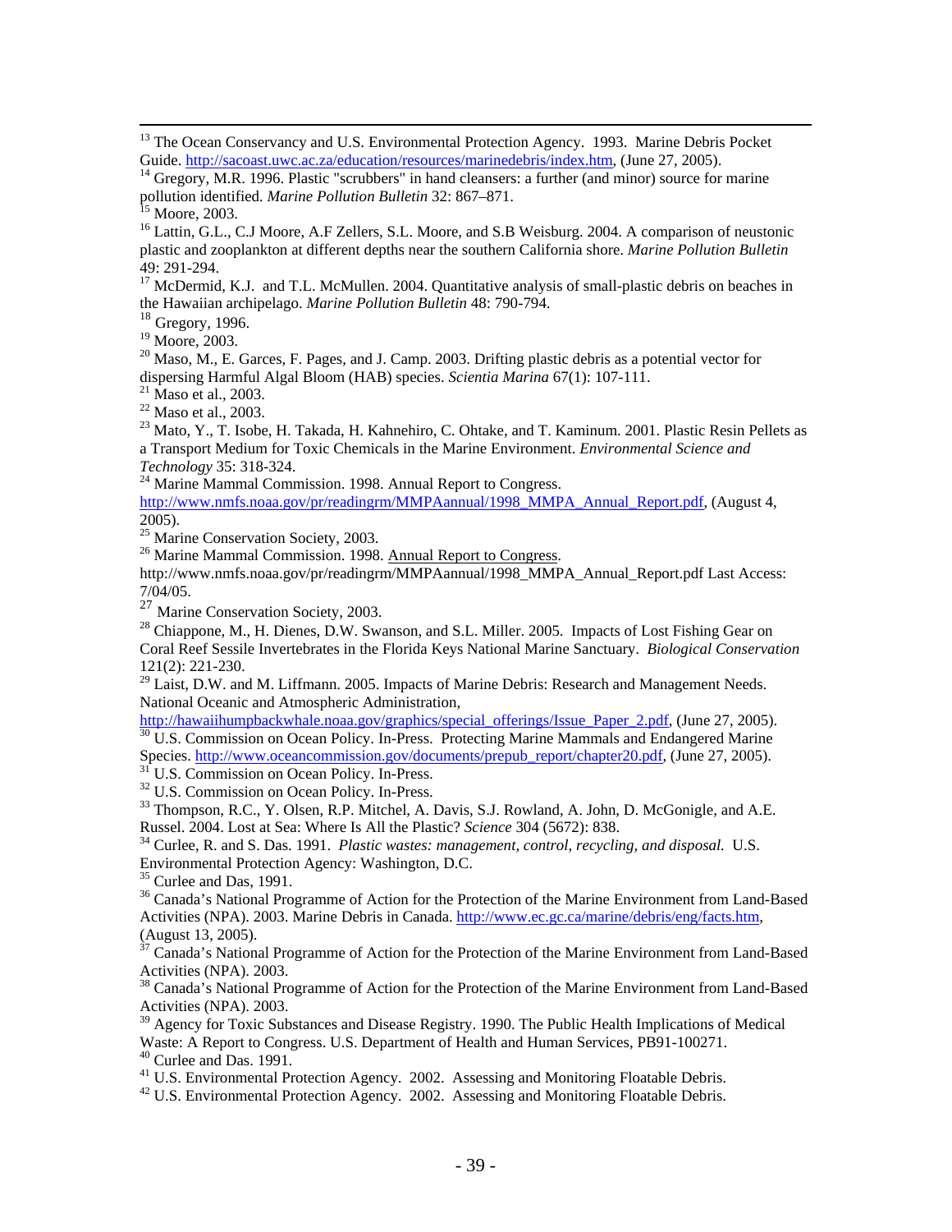[13] The Ocean Conservancy and U.S. Environmental Protection Agency. 1993. Marine Debris Pocket Guide. http://sacoast.uwc.ac.za/education/resources/marinedebris/index.htm, (June 27, 2005).

[14] Gregory, M.R. 1996. Plastic "scrubbers" in hand cleansers: a further (and minor) source for marine pollution identified. *Marine Pollution Bulletin* 32: 867–871.

[15] Moore, 2003.

[16] Lattin, G.L., C.J Moore, A.F Zellers, S.L. Moore, and S.B Weisburg. 2004. A comparison of neustonic plastic and zooplankton at different depths near the southern California shore. *Marine Pollution Bulletin* 49: 291-294.

[17] McDermid, K.J. and T.L. McMullen. 2004. Quantitative analysis of small-plastic debris on beaches in the Hawaiian archipelago. *Marine Pollution Bulletin* 48: 790-794.

[18] Gregory, 1996.

[19] Moore, 2003.

[20] Maso, M., E. Garces, F. Pages, and J. Camp. 2003. Drifting plastic debris as a potential vector for dispersing Harmful Algal Bloom (HAB) species. *Scientia Marina* 67(1): 107-111.

[21] Maso et al., 2003.

[22] Maso et al., 2003.

[23] Mato, Y., T. Isobe, H. Takada, H. Kahnehiro, C. Ohtake, and T. Kaminum. 2001. Plastic Resin Pellets as a Transport Medium for Toxic Chemicals in the Marine Environment. *Environmental Science and Technology* 35: 318-324.

[24] Marine Mammal Commission. 1998. Annual Report to Congress. http://www.nmfs.noaa.gov/pr/readingrm/MMPAannual/1998_MMPA_Annual_Report.pdf, (August 4, 2005).

[25] Marine Conservation Society, 2003.

[26] Marine Mammal Commission. 1998. Annual Report to Congress. http://www.nmfs.noaa.gov/pr/readingrm/MMPAannual/1998_MMPA_Annual_Report.pdf Last Access: 7/04/05.

[27] Marine Conservation Society, 2003.

[28] Chiappone, M., H. Dienes, D.W. Swanson, and S.L. Miller. 2005. Impacts of Lost Fishing Gear on Coral Reef Sessile Invertebrates in the Florida Keys National Marine Sanctuary. *Biological Conservation* 121(2): 221-230.

[29] Laist, D.W. and M. Liffmann. 2005. Impacts of Marine Debris: Research and Management Needs. National Oceanic and Atmospheric Administration, http://hawaiihumpbackwhale.noaa.gov/graphics/special_offerings/Issue_Paper_2.pdf, (June 27, 2005).

[30] U.S. Commission on Ocean Policy. In-Press. Protecting Marine Mammals and Endangered Marine Species. http://www.oceancommission.gov/documents/prepub_report/chapter20.pdf, (June 27, 2005).

[31] U.S. Commission on Ocean Policy. In-Press.

[32] U.S. Commission on Ocean Policy. In-Press.

[33] Thompson, R.C., Y. Olsen, R.P. Mitchel, A. Davis, S.J. Rowland, A. John, D. McGonigle, and A.E. Russel. 2004. Lost at Sea: Where Is All the Plastic? *Science* 304 (5672): 838.

[34] Curlee, R. and S. Das. 1991. *Plastic wastes: management, control, recycling, and disposal.* U.S. Environmental Protection Agency: Washington, D.C.

[35] Curlee and Das, 1991.

[36] Canada's National Programme of Action for the Protection of the Marine Environment from Land-Based Activities (NPA). 2003. Marine Debris in Canada. http://www.ec.gc.ca/marine/debris/eng/facts.htm, (August 13, 2005).

[37] Canada's National Programme of Action for the Protection of the Marine Environment from Land-Based Activities (NPA). 2003.

[38] Canada's National Programme of Action for the Protection of the Marine Environment from Land-Based Activities (NPA). 2003.

[39] Agency for Toxic Substances and Disease Registry. 1990. The Public Health Implications of Medical Waste: A Report to Congress. U.S. Department of Health and Human Services, PB91-100271.

[40] Curlee and Das. 1991.

[41] U.S. Environmental Protection Agency. 2002. Assessing and Monitoring Floatable Debris.

[42] U.S. Environmental Protection Agency. 2002. Assessing and Monitoring Floatable Debris.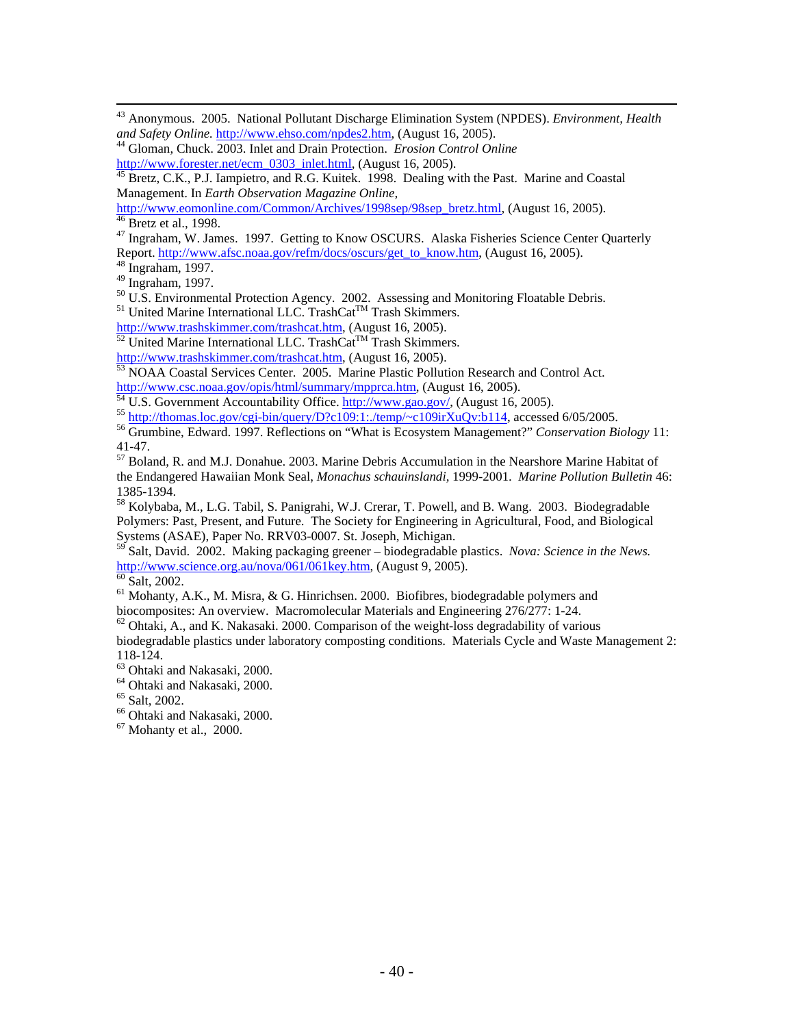[43] Anonymous. 2005. National Pollutant Discharge Elimination System (NPDES). *Environment, Health and Safety Online.* http://www.ehso.com/npdes2.htm, (August 16, 2005).

[44] Gloman, Chuck. 2003. Inlet and Drain Protection. *Erosion Control Online* http://www.forester.net/ecm_0303_inlet.html, (August 16, 2005).

[45] Bretz, C.K., P.J. Iampietro, and R.G. Kuitek. 1998. Dealing with the Past. Marine and Coastal Management. In *Earth Observation Magazine Online,* http://www.eomonline.com/Common/Archives/1998sep/98sep_bretz.html, (August 16, 2005).

[46] Bretz et al., 1998.

[47] Ingraham, W. James. 1997. Getting to Know OSCURS. Alaska Fisheries Science Center Quarterly Report. http://www.afsc.noaa.gov/refm/docs/oscurs/get_to_know.htm, (August 16, 2005).

[48] Ingraham, 1997.

[49] Ingraham, 1997.

[50] U.S. Environmental Protection Agency. 2002. Assessing and Monitoring Floatable Debris.

[51] United Marine International LLC. TrashCat™ Trash Skimmers. http://www.trashskimmer.com/trashcat.htm, (August 16, 2005).

[52] United Marine International LLC. TrashCat™ Trash Skimmers. http://www.trashskimmer.com/trashcat.htm, (August 16, 2005).

[53] NOAA Coastal Services Center. 2005. Marine Plastic Pollution Research and Control Act. http://www.csc.noaa.gov/opis/html/summary/mpprca.htm, (August 16, 2005).

[54] U.S. Government Accountability Office. http://www.gao.gov/, (August 16, 2005).

[55] http://thomas.loc.gov/cgi-bin/query/D?c109:1:./temp/~c109irXuQv:b114, accessed 6/05/2005.

[56] Grumbine, Edward. 1997. Reflections on "What is Ecosystem Management?" *Conservation Biology* 11: 41-47.

[57] Boland, R. and M.J. Donahue. 2003. Marine Debris Accumulation in the Nearshore Marine Habitat of the Endangered Hawaiian Monk Seal, *Monachus schauinslandi*, 1999-2001. *Marine Pollution Bulletin* 46: 1385-1394.

[58] Kolybaba, M., L.G. Tabil, S. Panigrahi, W.J. Crerar, T. Powell, and B. Wang. 2003. Biodegradable Polymers: Past, Present, and Future. The Society for Engineering in Agricultural, Food, and Biological Systems (ASAE), Paper No. RRV03-0007. St. Joseph, Michigan.

[59] Salt, David. 2002. Making packaging greener – biodegradable plastics. *Nova: Science in the News.* http://www.science.org.au/nova/061/061key.htm, (August 9, 2005).

[60] Salt, 2002.

[61] Mohanty, A.K., M. Misra, & G. Hinrichsen. 2000. Biofibres, biodegradable polymers and biocomposites: An overview. Macromolecular Materials and Engineering 276/277: 1-24.

[62] Ohtaki, A., and K. Nakasaki. 2000. Comparison of the weight-loss degradability of various biodegradable plastics under laboratory composting conditions. Materials Cycle and Waste Management 2: 118-124.

[63] Ohtaki and Nakasaki, 2000.

[64] Ohtaki and Nakasaki, 2000.

[65] Salt, 2002.

[66] Ohtaki and Nakasaki, 2000.

[67] Mohanty et al., 2000.